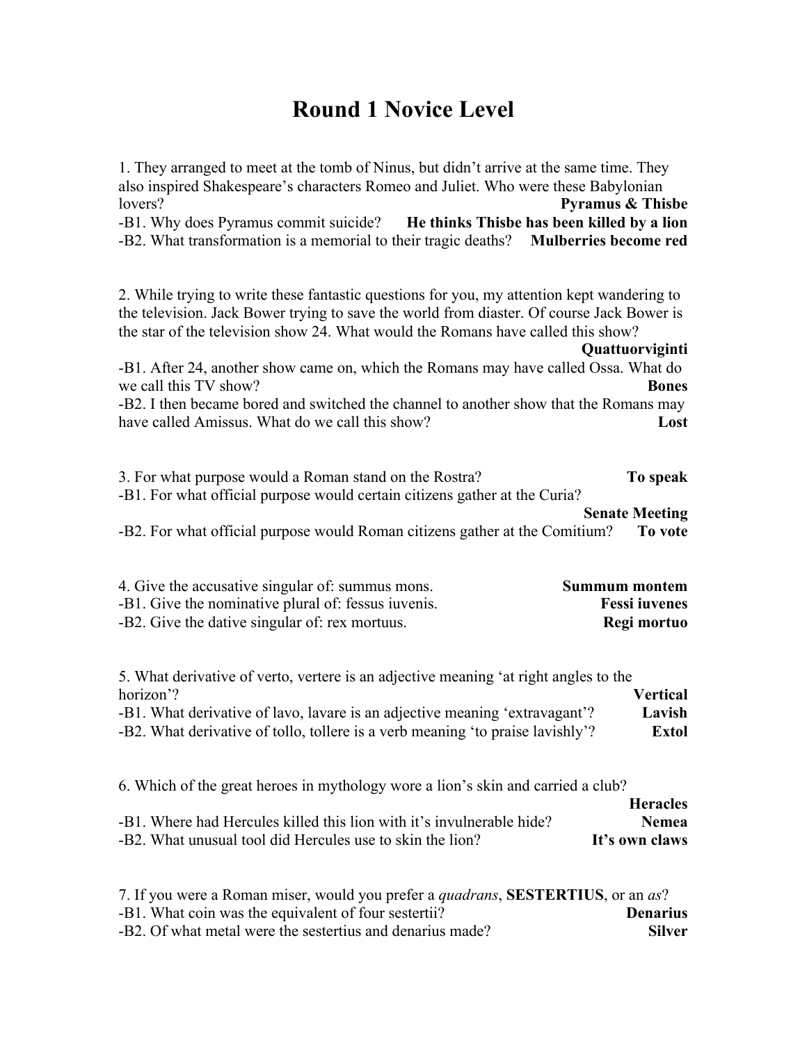# Round 1 Novice Level

1. They arranged to meet at the tomb of Ninus, but didn't arrive at the same time. They also inspired Shakespeare's characters Romeo and Juliet. Who were these Babylonian lovers? **Pyramus & Thisbe**

-B1. Why does Pyramus commit suicide? **He thinks Thisbe has been killed by a lion**

-B2. What transformation is a memorial to their tragic deaths? **Mulberries become red**

2. While trying to write these fantastic questions for you, my attention kept wandering to the television. Jack Bower trying to save the world from diaster. Of course Jack Bower is the star of the television show 24. What would the Romans have called this show? **Quattuorviginti**

-B1. After 24, another show came on, which the Romans may have called Ossa. What do we call this TV show? **Bones**

-B2. I then became bored and switched the channel to another show that the Romans may have called Amissus. What do we call this show? **Lost**

3. For what purpose would a Roman stand on the Rostra? **To speak**

-B1. For what official purpose would certain citizens gather at the Curia? **Senate Meeting**

-B2. For what official purpose would Roman citizens gather at the Comitium? **To vote**

4. Give the accusative singular of: summus mons. **Summum montem**

-B1. Give the nominative plural of: fessus iuvenis. **Fessi iuvenes**

-B2. Give the dative singular of: rex mortuus. **Regi mortuo**

5. What derivative of verto, vertere is an adjective meaning 'at right angles to the horizon'? **Vertical**

-B1. What derivative of lavo, lavare is an adjective meaning 'extravagant'? **Lavish**

-B2. What derivative of tollo, tollere is a verb meaning 'to praise lavishly'? **Extol**

6. Which of the great heroes in mythology wore a lion's skin and carried a club? **Heracles**

-B1. Where had Hercules killed this lion with it's invulnerable hide? **Nemea**

-B2. What unusual tool did Hercules use to skin the lion? **It's own claws**

7. If you were a Roman miser, would you prefer a *quadrans*, **SESTERTIUS**, or an *as*?

-B1. What coin was the equivalent of four sestertii? **Denarius**

-B2. Of what metal were the sestertius and denarius made? **Silver**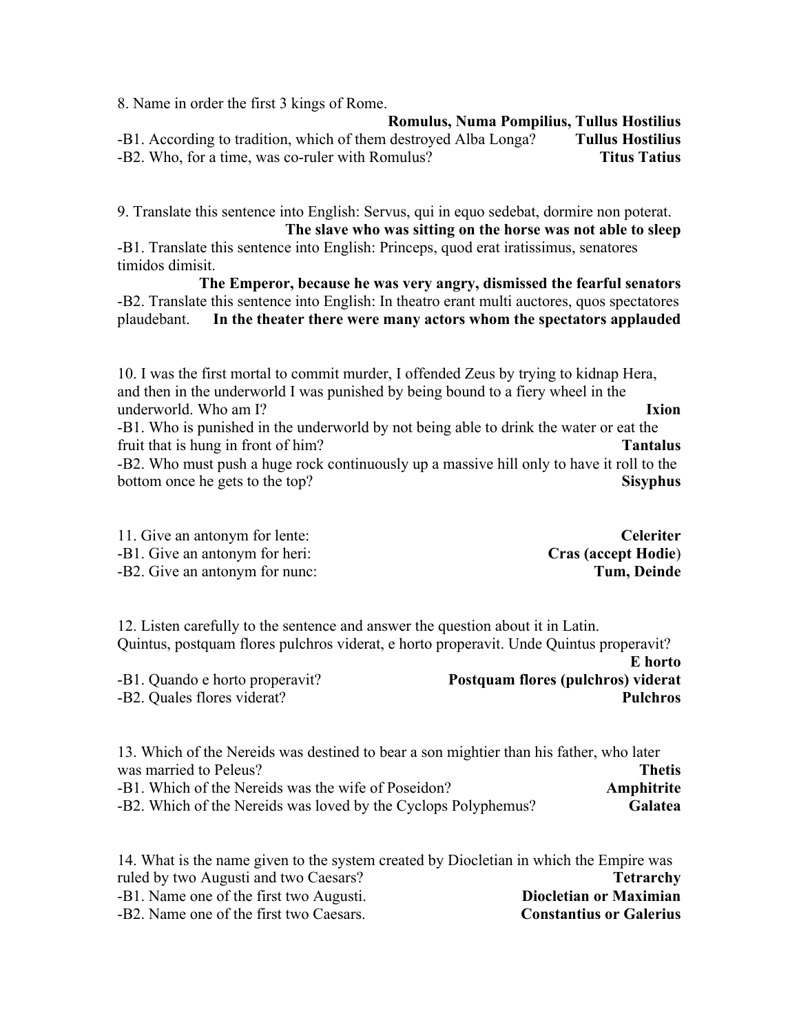8. Name in order the first 3 kings of Rome.

**Romulus, Numa Pompilius, Tullus Hostilius**

-B1. According to tradition, which of them destroyed Alba Longa? **Tullus Hostilius**

-B2. Who, for a time, was co-ruler with Romulus? **Titus Tatius**

9. Translate this sentence into English: Servus, qui in equo sedebat, dormire non poterat.

**The slave who was sitting on the horse was not able to sleep**

-B1. Translate this sentence into English: Princeps, quod erat iratissimus, senatores timidos dimisit.

**The Emperor, because he was very angry, dismissed the fearful senators**

-B2. Translate this sentence into English: In theatro erant multi auctores, quos spectatores plaudebant. **In the theater there were many actors whom the spectators applauded**

10. I was the first mortal to commit murder, I offended Zeus by trying to kidnap Hera, and then in the underworld I was punished by being bound to a fiery wheel in the underworld. Who am I? **Ixion**

-B1. Who is punished in the underworld by not being able to drink the water or eat the fruit that is hung in front of him? **Tantalus**

-B2. Who must push a huge rock continuously up a massive hill only to have it roll to the bottom once he gets to the top? **Sisyphus**

11. Give an antonym for lente: **Celeriter**

-B1. Give an antonym for heri: **Cras (accept Hodie)**

-B2. Give an antonym for nunc: **Tum, Deinde**

12. Listen carefully to the sentence and answer the question about it in Latin.
Quintus, postquam flores pulchros viderat, e horto properavit. Unde Quintus properavit?

**E horto**

-B1. Quando e horto properavit? **Postquam flores (pulchros) viderat**

-B2. Quales flores viderat? **Pulchros**

13. Which of the Nereids was destined to bear a son mightier than his father, who later was married to Peleus? **Thetis**

-B1. Which of the Nereids was the wife of Poseidon? **Amphitrite**

-B2. Which of the Nereids was loved by the Cyclops Polyphemus? **Galatea**

14. What is the name given to the system created by Diocletian in which the Empire was ruled by two Augusti and two Caesars? **Tetrarchy**

-B1. Name one of the first two Augusti. **Diocletian or Maximian**

-B2. Name one of the first two Caesars. **Constantius or Galerius**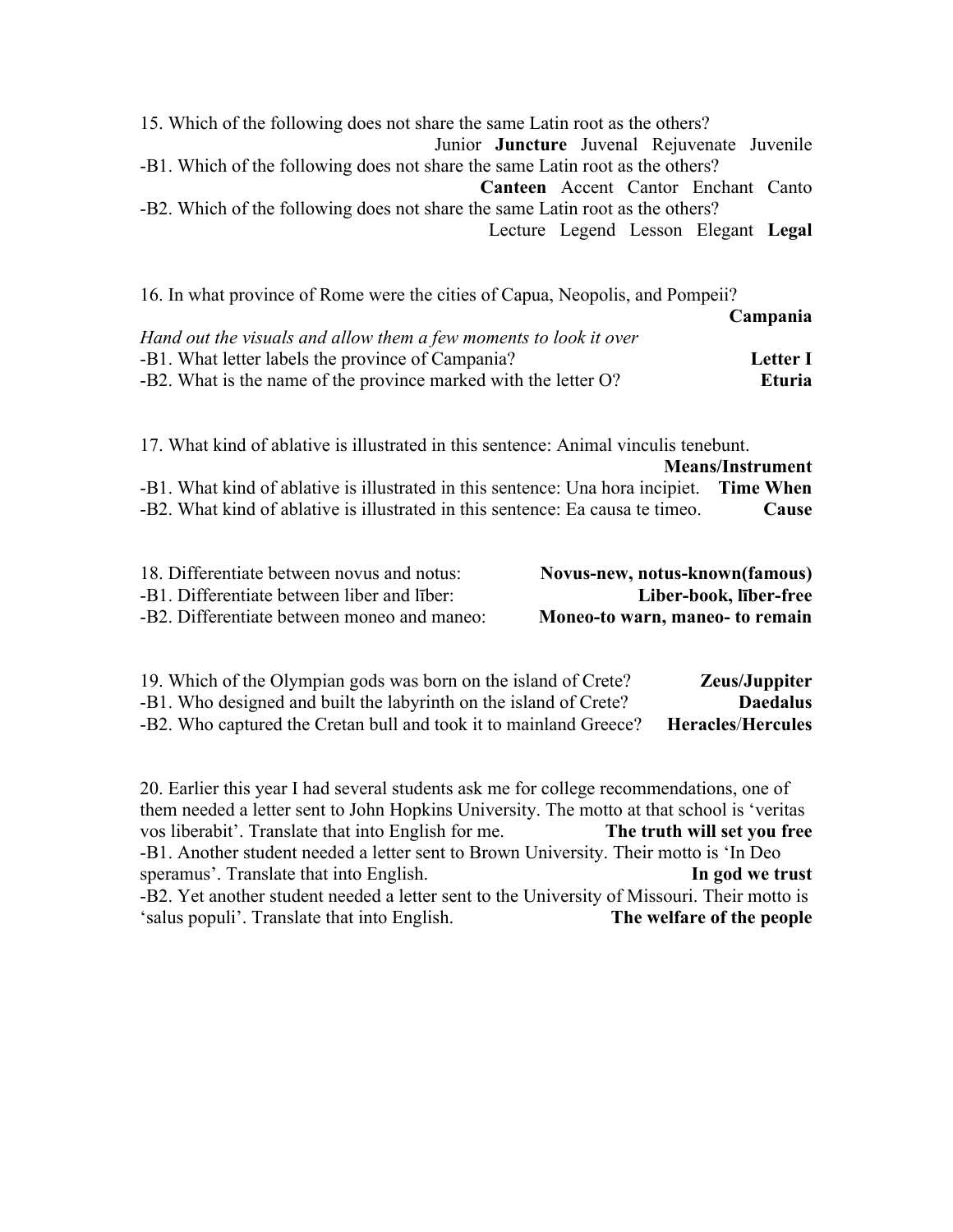15. Which of the following does not share the same Latin root as the others?

Junior **Juncture** Juvenal Rejuvenate Juvenile

-B1. Which of the following does not share the same Latin root as the others?

**Canteen** Accent Cantor Enchant Canto

-B2. Which of the following does not share the same Latin root as the others?

Lecture Legend Lesson Elegant **Legal**

16. In what province of Rome were the cities of Capua, Neopolis, and Pompeii? **Campania**

*Hand out the visuals and allow them a few moments to look it over*

-B1. What letter labels the province of Campania? **Letter I**

-B2. What is the name of the province marked with the letter O? **Eturia**

17. What kind of ablative is illustrated in this sentence: Animal vinculis tenebunt. **Means/Instrument**

-B1. What kind of ablative is illustrated in this sentence: Una hora incipiet. **Time When**

-B2. What kind of ablative is illustrated in this sentence: Ea causa te timeo. **Cause**

18. Differentiate between novus and notus: **Novus-new, notus-known(famous)**

-B1. Differentiate between liber and līber: **Liber-book, līber-free**

-B2. Differentiate between moneo and maneo: **Moneo-to warn, maneo- to remain**

19. Which of the Olympian gods was born on the island of Crete? **Zeus/Juppiter**

-B1. Who designed and built the labyrinth on the island of Crete? **Daedalus**

-B2. Who captured the Cretan bull and took it to mainland Greece? **Heracles/Hercules**

20. Earlier this year I had several students ask me for college recommendations, one of them needed a letter sent to John Hopkins University. The motto at that school is 'veritas vos liberabit'. Translate that into English for me. **The truth will set you free**

-B1. Another student needed a letter sent to Brown University. Their motto is 'In Deo speramus'. Translate that into English. **In god we trust**

-B2. Yet another student needed a letter sent to the University of Missouri. Their motto is 'salus populi'. Translate that into English. **The welfare of the people**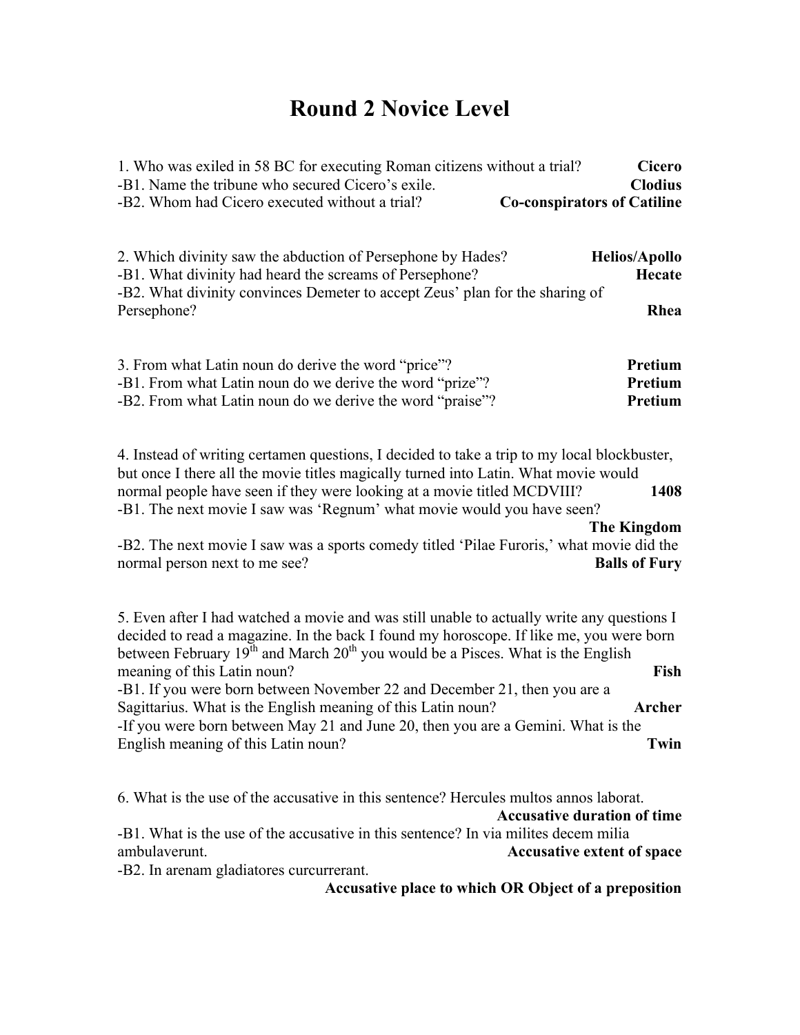# Round 2 Novice Level

1. Who was exiled in 58 BC for executing Roman citizens without a trial? **Cicero**
-B1. Name the tribune who secured Cicero's exile. **Clodius**
-B2. Whom had Cicero executed without a trial? **Co-conspirators of Catiline**

2. Which divinity saw the abduction of Persephone by Hades? **Helios/Apollo**
-B1. What divinity had heard the screams of Persephone? **Hecate**
-B2. What divinity convinces Demeter to accept Zeus' plan for the sharing of Persephone? **Rhea**

3. From what Latin noun do derive the word "price"? **Pretium**
-B1. From what Latin noun do we derive the word "prize"? **Pretium**
-B2. From what Latin noun do we derive the word "praise"? **Pretium**

4. Instead of writing certamen questions, I decided to take a trip to my local blockbuster, but once I there all the movie titles magically turned into Latin. What movie would normal people have seen if they were looking at a movie titled MCDVIII? **1408**
-B1. The next movie I saw was 'Regnum' what movie would you have seen? **The Kingdom**
-B2. The next movie I saw was a sports comedy titled 'Pilae Furoris,' what movie did the normal person next to me see? **Balls of Fury**

5. Even after I had watched a movie and was still unable to actually write any questions I decided to read a magazine. In the back I found my horoscope. If like me, you were born between February 19th and March 20th you would be a Pisces. What is the English meaning of this Latin noun? **Fish**
-B1. If you were born between November 22 and December 21, then you are a Sagittarius. What is the English meaning of this Latin noun? **Archer**
-If you were born between May 21 and June 20, then you are a Gemini. What is the English meaning of this Latin noun? **Twin**

6. What is the use of the accusative in this sentence? Hercules multos annos laborat. **Accusative duration of time**
-B1. What is the use of the accusative in this sentence? In via milites decem milia ambulaverunt. **Accusative extent of space**
-B2. In arenam gladiatores curcurrerant. **Accusative place to which OR Object of a preposition**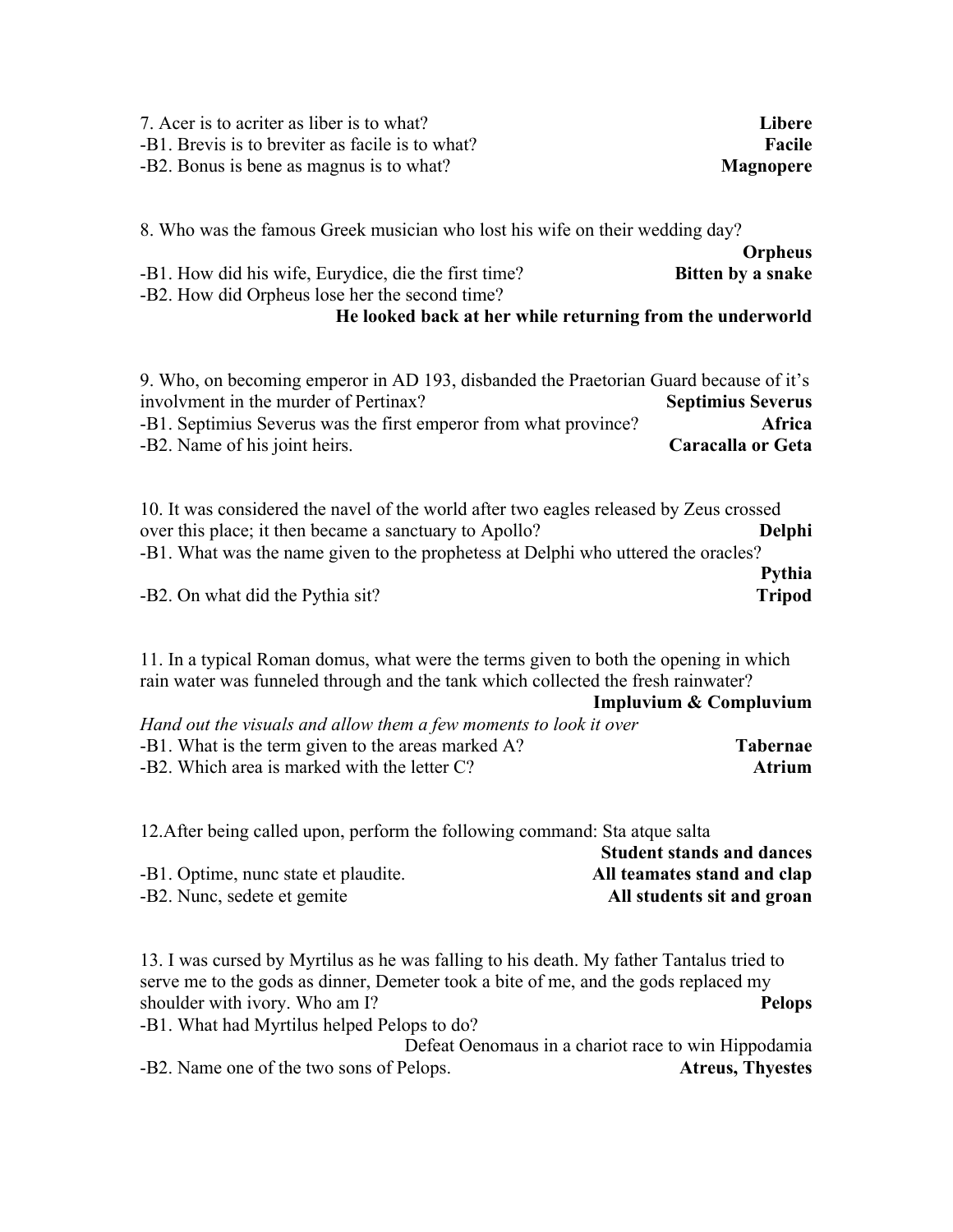7. Acer is to acriter as liber is to what? **Libere**
-B1. Brevis is to breviter as facile is to what? **Facile**
-B2. Bonus is bene as magnus is to what? **Magnopere**

8. Who was the famous Greek musician who lost his wife on their wedding day? **Orpheus**
-B1. How did his wife, Eurydice, die the first time? **Bitten by a snake**
-B2. How did Orpheus lose her the second time? **He looked back at her while returning from the underworld**

9. Who, on becoming emperor in AD 193, disbanded the Praetorian Guard because of it's involvment in the murder of Pertinax? **Septimius Severus**
-B1. Septimius Severus was the first emperor from what province? **Africa**
-B2. Name of his joint heirs. **Caracalla or Geta**

10. It was considered the navel of the world after two eagles released by Zeus crossed over this place; it then became a sanctuary to Apollo? **Delphi**
-B1. What was the name given to the prophetess at Delphi who uttered the oracles? **Pythia**
-B2. On what did the Pythia sit? **Tripod**

11. In a typical Roman domus, what were the terms given to both the opening in which rain water was funneled through and the tank which collected the fresh rainwater? **Impluvium & Compluvium**
*Hand out the visuals and allow them a few moments to look it over*
-B1. What is the term given to the areas marked A? **Tabernae**
-B2. Which area is marked with the letter C? **Atrium**

12.After being called upon, perform the following command: Sta atque salta **Student stands and dances**
-B1. Optime, nunc state et plaudite. **All teamates stand and clap**
-B2. Nunc, sedete et gemite **All students sit and groan**

13. I was cursed by Myrtilus as he was falling to his death. My father Tantalus tried to serve me to the gods as dinner, Demeter took a bite of me, and the gods replaced my shoulder with ivory. Who am I? **Pelops**
-B1. What had Myrtilus helped Pelops to do? Defeat Oenomaus in a chariot race to win Hippodamia
-B2. Name one of the two sons of Pelops. **Atreus, Thyestes**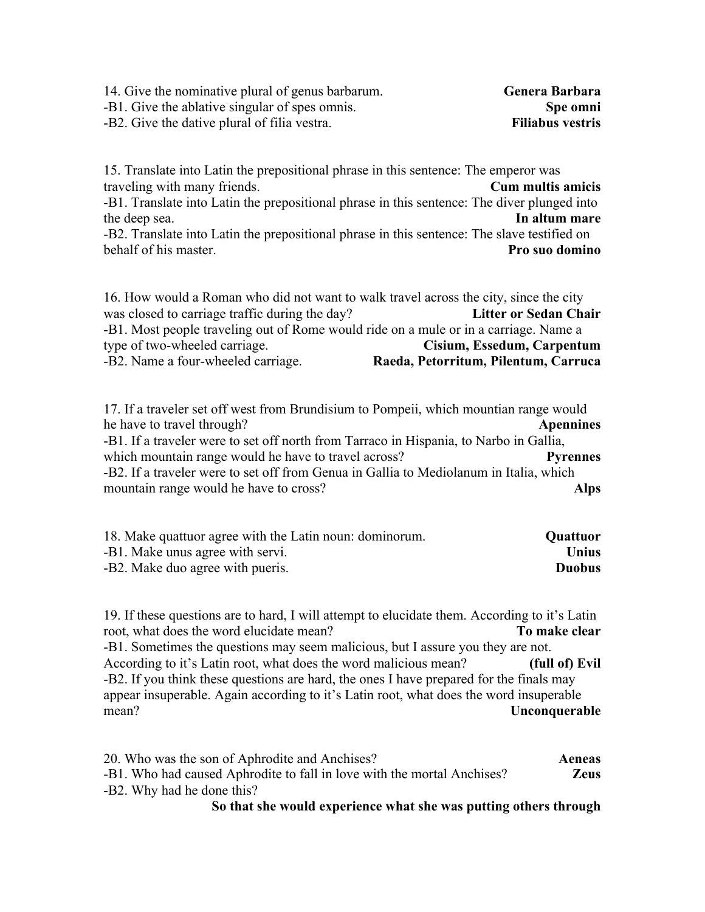14. Give the nominative plural of genus barbarum. **Genera Barbara**
-B1. Give the ablative singular of spes omnis. **Spe omni**
-B2. Give the dative plural of filia vestra. **Filiabus vestris**

15. Translate into Latin the prepositional phrase in this sentence: The emperor was traveling with many friends. **Cum multis amicis**
-B1. Translate into Latin the prepositional phrase in this sentence: The diver plunged into the deep sea. **In altum mare**
-B2. Translate into Latin the prepositional phrase in this sentence: The slave testified on behalf of his master. **Pro suo domino**

16. How would a Roman who did not want to walk travel across the city, since the city was closed to carriage traffic during the day? **Litter or Sedan Chair**
-B1. Most people traveling out of Rome would ride on a mule or in a carriage. Name a type of two-wheeled carriage. **Cisium, Essedum, Carpentum**
-B2. Name a four-wheeled carriage. **Raeda, Petorritum, Pilentum, Carruca**

17. If a traveler set off west from Brundisium to Pompeii, which mountian range would he have to travel through? **Apennines**
-B1. If a traveler were to set off north from Tarraco in Hispania, to Narbo in Gallia, which mountain range would he have to travel across? **Pyrennes**
-B2. If a traveler were to set off from Genua in Gallia to Mediolanum in Italia, which mountain range would he have to cross? **Alps**

18. Make quattuor agree with the Latin noun: dominorum. **Quattuor**
-B1. Make unus agree with servi. **Unius**
-B2. Make duo agree with pueris. **Duobus**

19. If these questions are to hard, I will attempt to elucidate them. According to it's Latin root, what does the word elucidate mean? **To make clear**
-B1. Sometimes the questions may seem malicious, but I assure you they are not. According to it's Latin root, what does the word malicious mean? **(full of) Evil**
-B2. If you think these questions are hard, the ones I have prepared for the finals may appear insuperable. Again according to it's Latin root, what does the word insuperable mean? **Unconquerable**

20. Who was the son of Aphrodite and Anchises? **Aeneas**
-B1. Who had caused Aphrodite to fall in love with the mortal Anchises? **Zeus**
-B2. Why had he done this?
**So that she would experience what she was putting others through**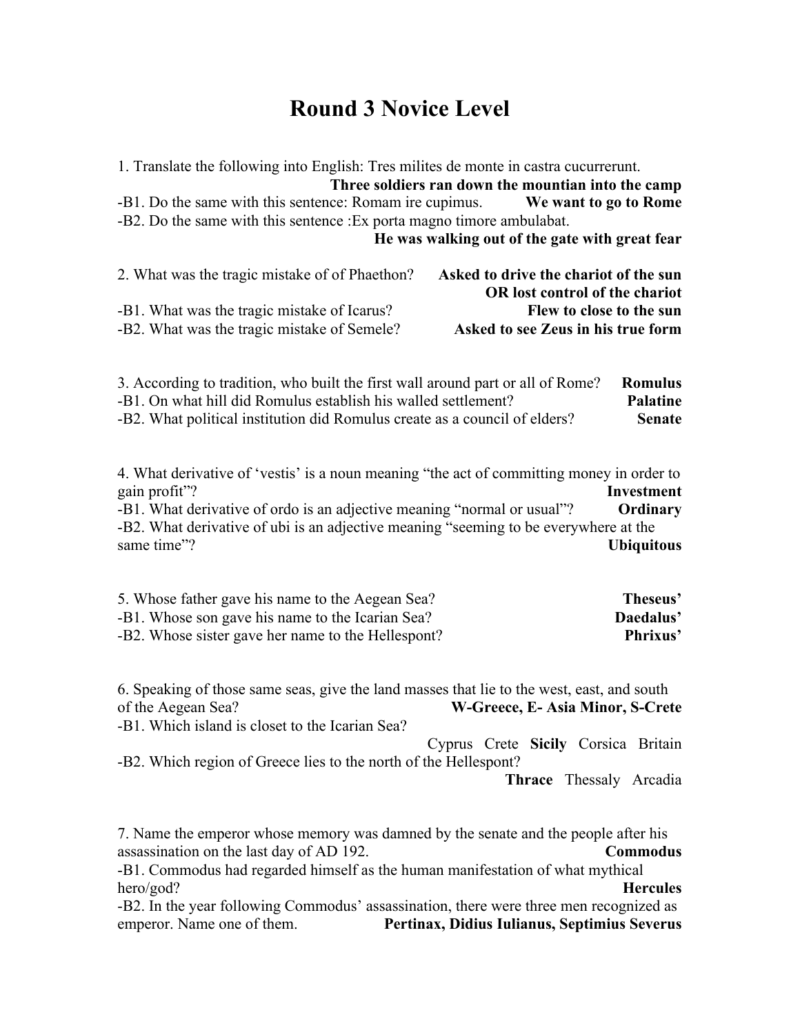# Round 3 Novice Level

1. Translate the following into English: Tres milites de monte in castra cucurrerunt.
**Three soldiers ran down the mountian into the camp**

-B1. Do the same with this sentence: Romam ire cupimus. **We want to go to Rome**

-B2. Do the same with this sentence :Ex porta magno timore ambulabat.
**He was walking out of the gate with great fear**

2. What was the tragic mistake of of Phaethon? **Asked to drive the chariot of the sun OR lost control of the chariot**

-B1. What was the tragic mistake of Icarus? **Flew to close to the sun**

-B2. What was the tragic mistake of Semele? **Asked to see Zeus in his true form**

3. According to tradition, who built the first wall around part or all of Rome? **Romulus**

-B1. On what hill did Romulus establish his walled settlement? **Palatine**

-B2. What political institution did Romulus create as a council of elders? **Senate**

4. What derivative of 'vestis' is a noun meaning "the act of committing money in order to gain profit"? **Investment**

-B1. What derivative of ordo is an adjective meaning "normal or usual"? **Ordinary**

-B2. What derivative of ubi is an adjective meaning "seeming to be everywhere at the same time"? **Ubiquitous**

5. Whose father gave his name to the Aegean Sea? **Theseus'**

-B1. Whose son gave his name to the Icarian Sea? **Daedalus'**

-B2. Whose sister gave her name to the Hellespont? **Phrixus'**

6. Speaking of those same seas, give the land masses that lie to the west, east, and south of the Aegean Sea? **W-Greece, E- Asia Minor, S-Crete**

-B1. Which island is closet to the Icarian Sea?
Cyprus Crete **Sicily** Corsica Britain

-B2. Which region of Greece lies to the north of the Hellespont?
**Thrace** Thessaly Arcadia

7. Name the emperor whose memory was damned by the senate and the people after his assassination on the last day of AD 192. **Commodus**

-B1. Commodus had regarded himself as the human manifestation of what mythical hero/god? **Hercules**

-B2. In the year following Commodus' assassination, there were three men recognized as emperor. Name one of them. **Pertinax, Didius Iulianus, Septimius Severus**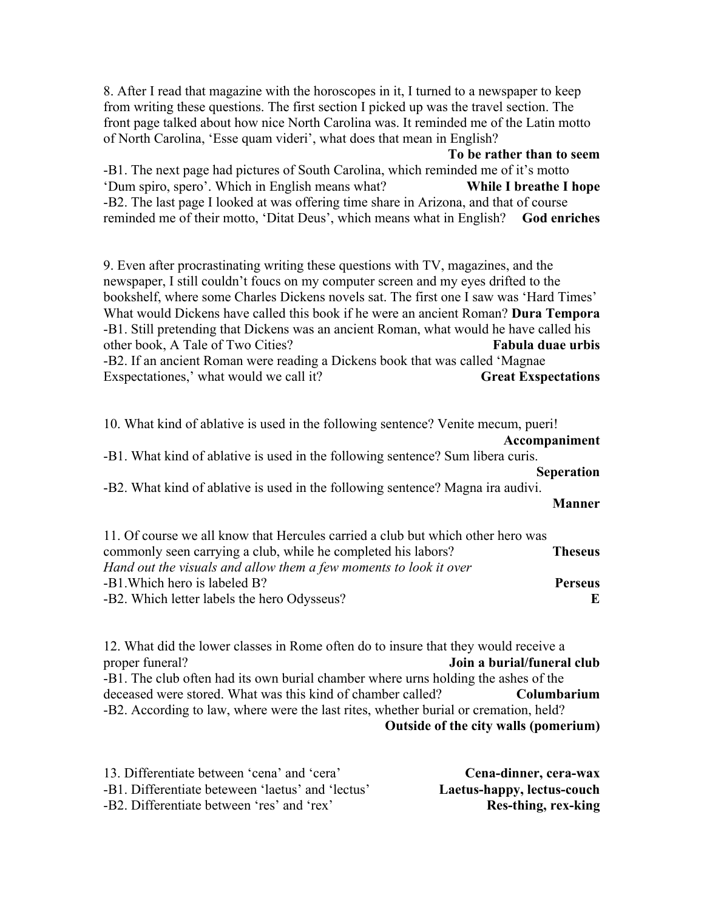8. After I read that magazine with the horoscopes in it, I turned to a newspaper to keep from writing these questions. The first section I picked up was the travel section. The front page talked about how nice North Carolina was. It reminded me of the Latin motto of North Carolina, 'Esse quam videri', what does that mean in English? **To be rather than to seem**

-B1. The next page had pictures of South Carolina, which reminded me of it's motto 'Dum spiro, spero'. Which in English means what? **While I breathe I hope**

-B2. The last page I looked at was offering time share in Arizona, and that of course reminded me of their motto, 'Ditat Deus', which means what in English? **God enriches**

9. Even after procrastinating writing these questions with TV, magazines, and the newspaper, I still couldn't foucs on my computer screen and my eyes drifted to the bookshelf, where some Charles Dickens novels sat. The first one I saw was 'Hard Times' What would Dickens have called this book if he were an ancient Roman? **Dura Tempora**

-B1. Still pretending that Dickens was an ancient Roman, what would he have called his other book, A Tale of Two Cities? **Fabula duae urbis**

-B2. If an ancient Roman were reading a Dickens book that was called 'Magnae Exspectationes,' what would we call it? **Great Exspectations**

10. What kind of ablative is used in the following sentence? Venite mecum, pueri! **Accompaniment**

-B1. What kind of ablative is used in the following sentence? Sum libera curis. **Seperation**

-B2. What kind of ablative is used in the following sentence? Magna ira audivi. **Manner**

11. Of course we all know that Hercules carried a club but which other hero was commonly seen carrying a club, while he completed his labors? **Theseus**

*Hand out the visuals and allow them a few moments to look it over*

-B1.Which hero is labeled B? **Perseus**

-B2. Which letter labels the hero Odysseus? **E**

12. What did the lower classes in Rome often do to insure that they would receive a proper funeral? **Join a burial/funeral club**

-B1. The club often had its own burial chamber where urns holding the ashes of the deceased were stored. What was this kind of chamber called? **Columbarium**

-B2. According to law, where were the last rites, whether burial or cremation, held? **Outside of the city walls (pomerium)**

13. Differentiate between 'cena' and 'cera' **Cena-dinner, cera-wax**

-B1. Differentiate beteween 'laetus' and 'lectus' **Laetus-happy, lectus-couch**

-B2. Differentiate between 'res' and 'rex' **Res-thing, rex-king**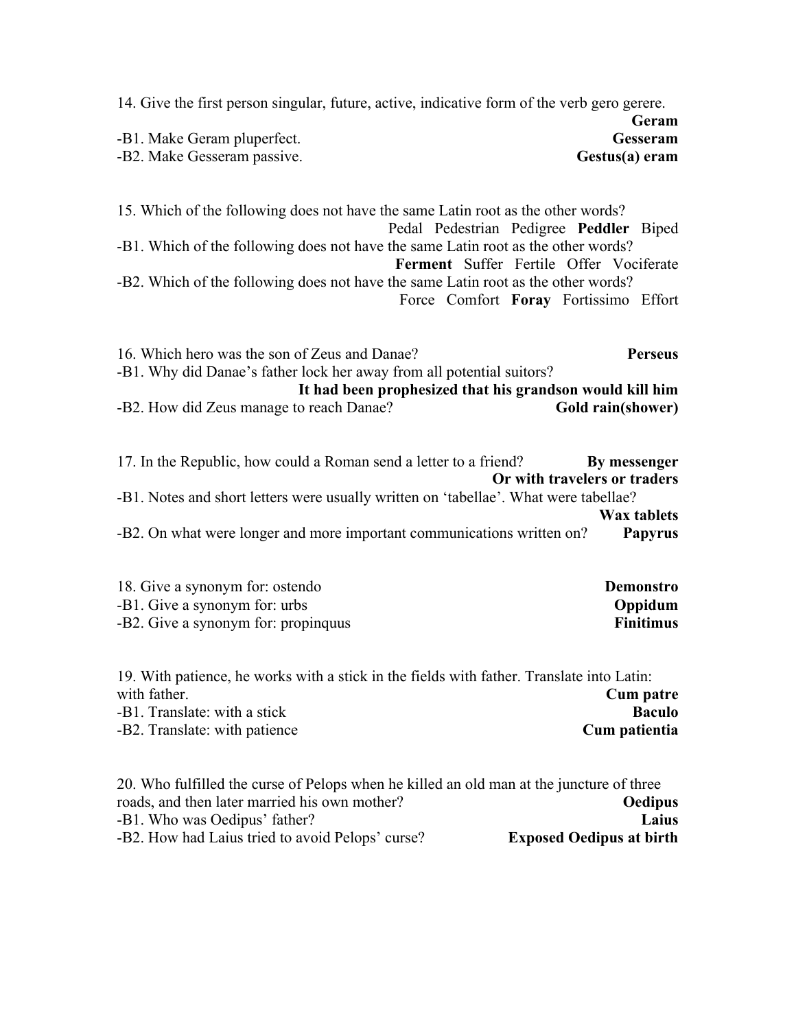14. Give the first person singular, future, active, indicative form of the verb gero gerere.
**Geram**

-B1. Make Geram pluperfect. **Gesseram**

-B2. Make Gesseram passive. **Gestus(a) eram**

15. Which of the following does not have the same Latin root as the other words?
Pedal Pedestrian Pedigree **Peddler** Biped

-B1. Which of the following does not have the same Latin root as the other words?
**Ferment** Suffer Fertile Offer Vociferate

-B2. Which of the following does not have the same Latin root as the other words?
Force Comfort **Foray** Fortissimo Effort

16. Which hero was the son of Zeus and Danae? **Perseus**

-B1. Why did Danae's father lock her away from all potential suitors?
**It had been prophesized that his grandson would kill him**

-B2. How did Zeus manage to reach Danae? **Gold rain(shower)**

17. In the Republic, how could a Roman send a letter to a friend? **By messenger Or with travelers or traders**

-B1. Notes and short letters were usually written on 'tabellae'. What were tabellae?
**Wax tablets**

-B2. On what were longer and more important communications written on? **Papyrus**

18. Give a synonym for: ostendo **Demonstro**

-B1. Give a synonym for: urbs **Oppidum**

-B2. Give a synonym for: propinquus **Finitimus**

19. With patience, he works with a stick in the fields with father. Translate into Latin: with father. **Cum patre**

-B1. Translate: with a stick **Baculo**

-B2. Translate: with patience **Cum patientia**

20. Who fulfilled the curse of Pelops when he killed an old man at the juncture of three roads, and then later married his own mother? **Oedipus**

-B1. Who was Oedipus' father? **Laius**

-B2. How had Laius tried to avoid Pelops' curse? **Exposed Oedipus at birth**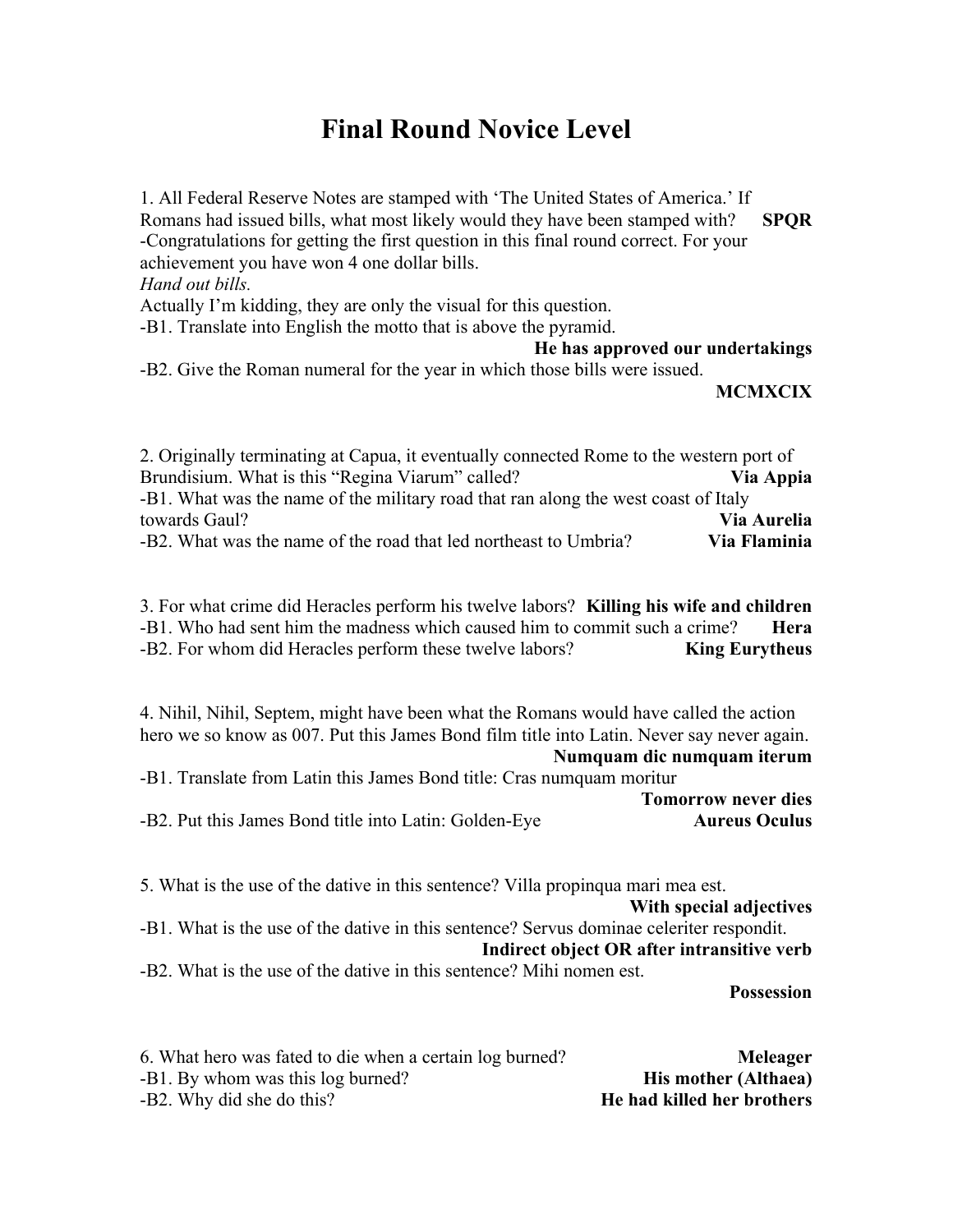# Final Round Novice Level

1. All Federal Reserve Notes are stamped with 'The United States of America.' If Romans had issued bills, what most likely would they have been stamped with? **SPQR**
-Congratulations for getting the first question in this final round correct. For your achievement you have won 4 one dollar bills.
*Hand out bills.*
Actually I'm kidding, they are only the visual for this question.
-B1. Translate into English the motto that is above the pyramid. **He has approved our undertakings**
-B2. Give the Roman numeral for the year in which those bills were issued. **MCMXCIX**

2. Originally terminating at Capua, it eventually connected Rome to the western port of Brundisium. What is this "Regina Viarum" called? **Via Appia**
-B1. What was the name of the military road that ran along the west coast of Italy towards Gaul? **Via Aurelia**
-B2. What was the name of the road that led northeast to Umbria? **Via Flaminia**

3. For what crime did Heracles perform his twelve labors? **Killing his wife and children**
-B1. Who had sent him the madness which caused him to commit such a crime? **Hera**
-B2. For whom did Heracles perform these twelve labors? **King Eurytheus**

4. Nihil, Nihil, Septem, might have been what the Romans would have called the action hero we so know as 007. Put this James Bond film title into Latin. Never say never again. **Numquam dic numquam iterum**
-B1. Translate from Latin this James Bond title: Cras numquam moritur **Tomorrow never dies**
-B2. Put this James Bond title into Latin: Golden-Eye **Aureus Oculus**

5. What is the use of the dative in this sentence? Villa propinqua mari mea est. **With special adjectives**
-B1. What is the use of the dative in this sentence? Servus dominae celeriter respondit. **Indirect object OR after intransitive verb**
-B2. What is the use of the dative in this sentence? Mihi nomen est. **Possession**

6. What hero was fated to die when a certain log burned? **Meleager**
-B1. By whom was this log burned? **His mother (Althaea)**
-B2. Why did she do this? **He had killed her brothers**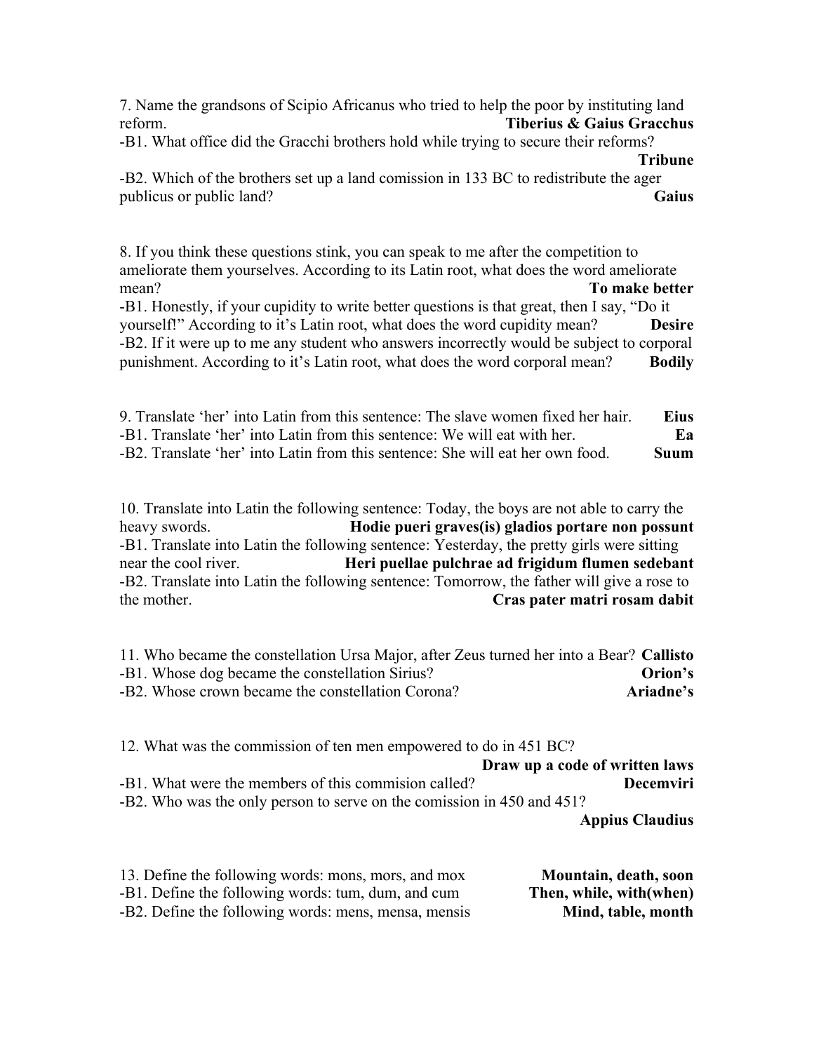7. Name the grandsons of Scipio Africanus who tried to help the poor by instituting land reform. **Tiberius & Gaius Gracchus**

-B1. What office did the Gracchi brothers hold while trying to secure their reforms? **Tribune**

-B2. Which of the brothers set up a land comission in 133 BC to redistribute the ager publicus or public land? **Gaius**

8. If you think these questions stink, you can speak to me after the competition to ameliorate them yourselves. According to its Latin root, what does the word ameliorate mean? **To make better**

-B1. Honestly, if your cupidity to write better questions is that great, then I say, "Do it yourself!" According to it's Latin root, what does the word cupidity mean? **Desire**

-B2. If it were up to me any student who answers incorrectly would be subject to corporal punishment. According to it's Latin root, what does the word corporal mean? **Bodily**

9. Translate 'her' into Latin from this sentence: The slave women fixed her hair. **Eius**

-B1. Translate 'her' into Latin from this sentence: We will eat with her. **Ea**

-B2. Translate 'her' into Latin from this sentence: She will eat her own food. **Suum**

10. Translate into Latin the following sentence: Today, the boys are not able to carry the heavy swords. **Hodie pueri graves(is) gladios portare non possunt**

-B1. Translate into Latin the following sentence: Yesterday, the pretty girls were sitting near the cool river. **Heri puellae pulchrae ad frigidum flumen sedebant**

-B2. Translate into Latin the following sentence: Tomorrow, the father will give a rose to the mother. **Cras pater matri rosam dabit**

11. Who became the constellation Ursa Major, after Zeus turned her into a Bear? **Callisto**

-B1. Whose dog became the constellation Sirius? **Orion's**

-B2. Whose crown became the constellation Corona? **Ariadne's**

12. What was the commission of ten men empowered to do in 451 BC? **Draw up a code of written laws**

-B1. What were the members of this commision called? **Decemviri**

-B2. Who was the only person to serve on the comission in 450 and 451? **Appius Claudius**

13. Define the following words: mons, mors, and mox **Mountain, death, soon**

-B1. Define the following words: tum, dum, and cum **Then, while, with(when)**

-B2. Define the following words: mens, mensa, mensis **Mind, table, month**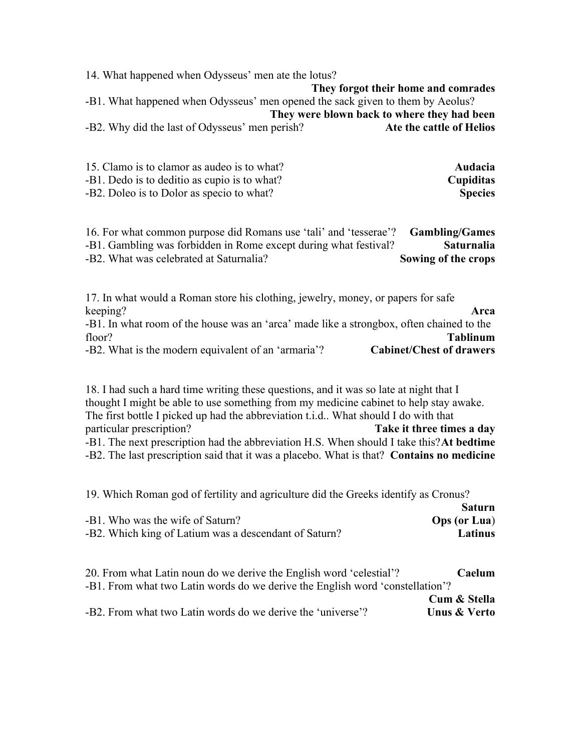14. What happened when Odysseus' men ate the lotus?
**They forgot their home and comrades**

-B1. What happened when Odysseus' men opened the sack given to them by Aeolus?
**They were blown back to where they had been**

-B2. Why did the last of Odysseus' men perish? **Ate the cattle of Helios**

15. Clamo is to clamor as audeo is to what? **Audacia**

-B1. Dedo is to deditio as cupio is to what? **Cupiditas**

-B2. Doleo is to Dolor as specio to what? **Species**

16. For what common purpose did Romans use 'tali' and 'tesserae'? **Gambling/Games**

-B1. Gambling was forbidden in Rome except during what festival? **Saturnalia**

-B2. What was celebrated at Saturnalia? **Sowing of the crops**

17. In what would a Roman store his clothing, jewelry, money, or papers for safe keeping? **Arca**

-B1. In what room of the house was an 'arca' made like a strongbox, often chained to the floor? **Tablinum**

-B2. What is the modern equivalent of an 'armaria'? **Cabinet/Chest of drawers**

18. I had such a hard time writing these questions, and it was so late at night that I thought I might be able to use something from my medicine cabinet to help stay awake. The first bottle I picked up had the abbreviation t.i.d.. What should I do with that particular prescription? **Take it three times a day**

-B1. The next prescription had the abbreviation H.S. When should I take this? **At bedtime**

-B2. The last prescription said that it was a placebo. What is that? **Contains no medicine**

19. Which Roman god of fertility and agriculture did the Greeks identify as Cronus? **Saturn**

-B1. Who was the wife of Saturn? **Ops (or Lua)**

-B2. Which king of Latium was a descendant of Saturn? **Latinus**

20. From what Latin noun do we derive the English word 'celestial'? **Caelum**

-B1. From what two Latin words do we derive the English word 'constellation'? **Cum & Stella**

-B2. From what two Latin words do we derive the 'universe'? **Unus & Verto**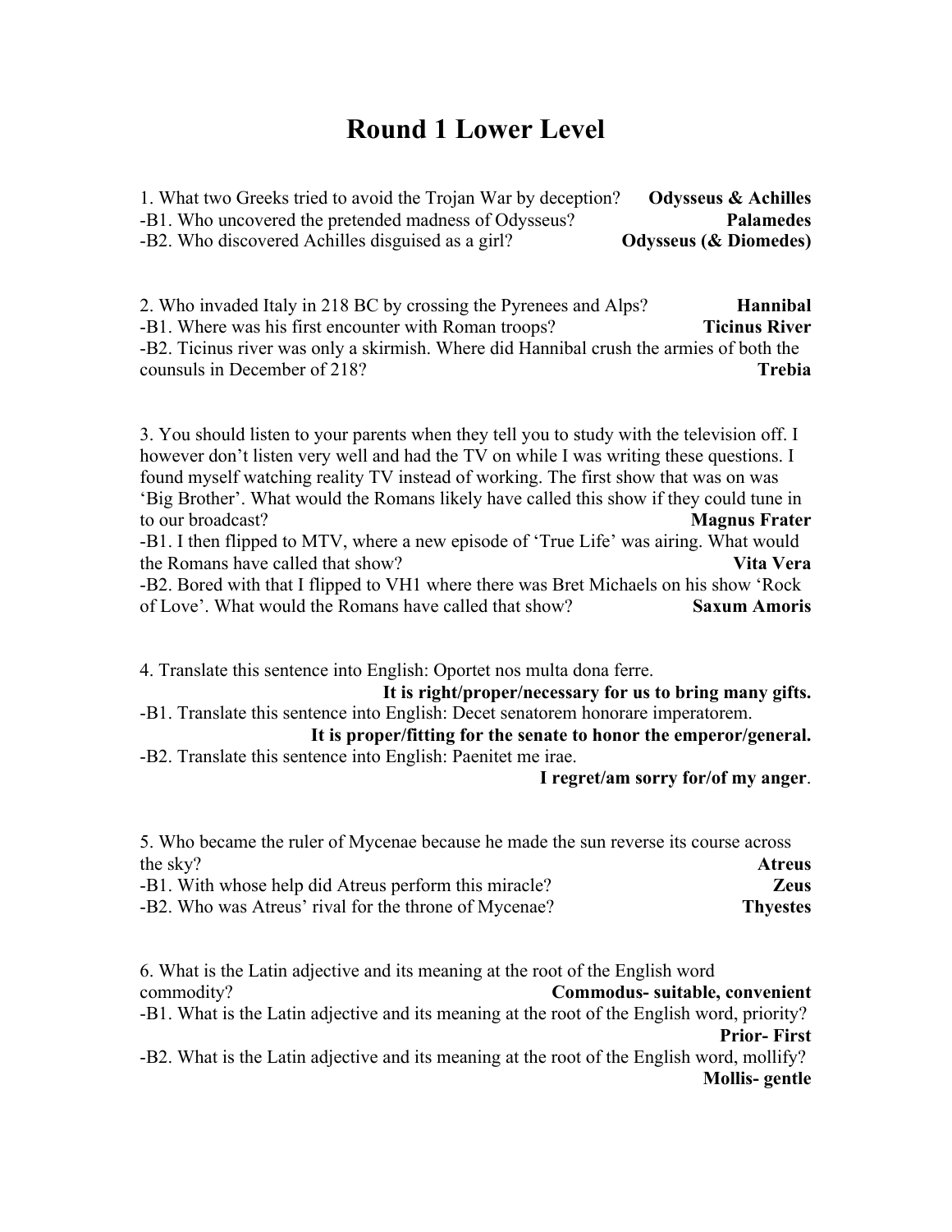# Round 1 Lower Level

1. What two Greeks tried to avoid the Trojan War by deception? **Odysseus & Achilles**
-B1. Who uncovered the pretended madness of Odysseus? **Palamedes**
-B2. Who discovered Achilles disguised as a girl? **Odysseus (& Diomedes)**

2. Who invaded Italy in 218 BC by crossing the Pyrenees and Alps? **Hannibal**
-B1. Where was his first encounter with Roman troops? **Ticinus River**
-B2. Ticinus river was only a skirmish. Where did Hannibal crush the armies of both the counsuls in December of 218? **Trebia**

3. You should listen to your parents when they tell you to study with the television off. I however don't listen very well and had the TV on while I was writing these questions. I found myself watching reality TV instead of working. The first show that was on was 'Big Brother'. What would the Romans likely have called this show if they could tune in to our broadcast? **Magnus Frater**
-B1. I then flipped to MTV, where a new episode of 'True Life' was airing. What would the Romans have called that show? **Vita Vera**
-B2. Bored with that I flipped to VH1 where there was Bret Michaels on his show 'Rock of Love'. What would the Romans have called that show? **Saxum Amoris**

4. Translate this sentence into English: Oportet nos multa dona ferre.
**It is right/proper/necessary for us to bring many gifts.**
-B1. Translate this sentence into English: Decet senatorem honorare imperatorem.
**It is proper/fitting for the senate to honor the emperor/general.**
-B2. Translate this sentence into English: Paenitet me irae.
**I regret/am sorry for/of my anger**.

5. Who became the ruler of Mycenae because he made the sun reverse its course across the sky? **Atreus**
-B1. With whose help did Atreus perform this miracle? **Zeus**
-B2. Who was Atreus' rival for the throne of Mycenae? **Thyestes**

6. What is the Latin adjective and its meaning at the root of the English word commodity? **Commodus- suitable, convenient**
-B1. What is the Latin adjective and its meaning at the root of the English word, priority? **Prior- First**
-B2. What is the Latin adjective and its meaning at the root of the English word, mollify? **Mollis- gentle**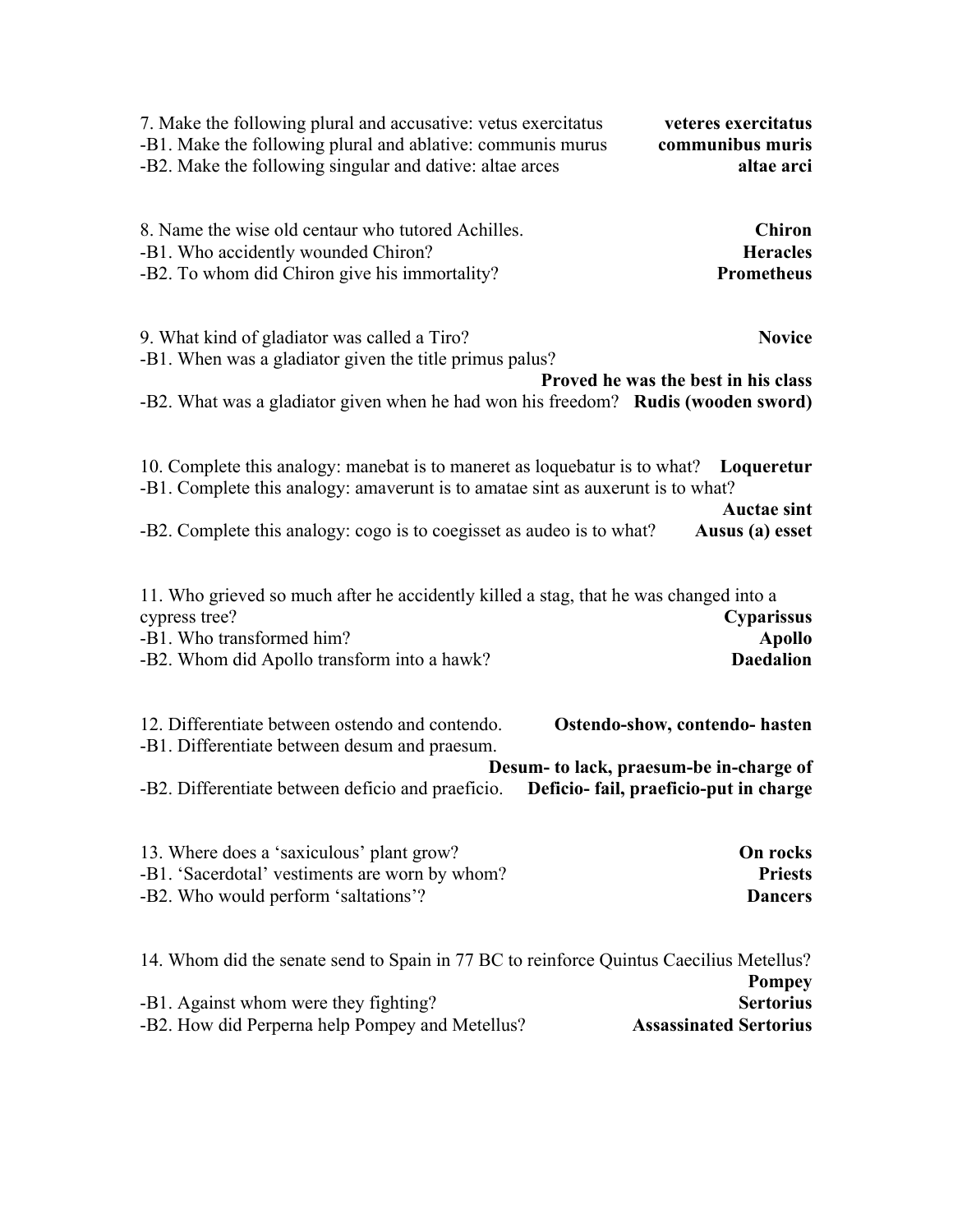7. Make the following plural and accusative: vetus exercitatus **veteres exercitatus**
-B1. Make the following plural and ablative: communis murus **communibus muris**
-B2. Make the following singular and dative: altae arces **altae arci**

8. Name the wise old centaur who tutored Achilles. **Chiron**
-B1. Who accidently wounded Chiron? **Heracles**
-B2. To whom did Chiron give his immortality? **Prometheus**

9. What kind of gladiator was called a Tiro? **Novice**
-B1. When was a gladiator given the title primus palus? **Proved he was the best in his class**
-B2. What was a gladiator given when he had won his freedom? **Rudis (wooden sword)**

10. Complete this analogy: manebat is to maneret as loquebatur is to what? **Loqueretur**
-B1. Complete this analogy: amaverunt is to amatae sint as auxerunt is to what? **Auctae sint**
-B2. Complete this analogy: cogo is to coegisset as audeo is to what? **Ausus (a) esset**

11. Who grieved so much after he accidently killed a stag, that he was changed into a cypress tree? **Cyparissus**
-B1. Who transformed him? **Apollo**
-B2. Whom did Apollo transform into a hawk? **Daedalion**

12. Differentiate between ostendo and contendo. **Ostendo-show, contendo- hasten**
-B1. Differentiate between desum and praesum. **Desum- to lack, praesum-be in-charge of**
-B2. Differentiate between deficio and praeficio. **Deficio- fail, praeficio-put in charge**

13. Where does a 'saxiculous' plant grow? **On rocks**
-B1. 'Sacerdotal' vestiments are worn by whom? **Priests**
-B2. Who would perform 'saltations'? **Dancers**

14. Whom did the senate send to Spain in 77 BC to reinforce Quintus Caecilius Metellus? **Pompey**
-B1. Against whom were they fighting? **Sertorius**
-B2. How did Perperna help Pompey and Metellus? **Assassinated Sertorius**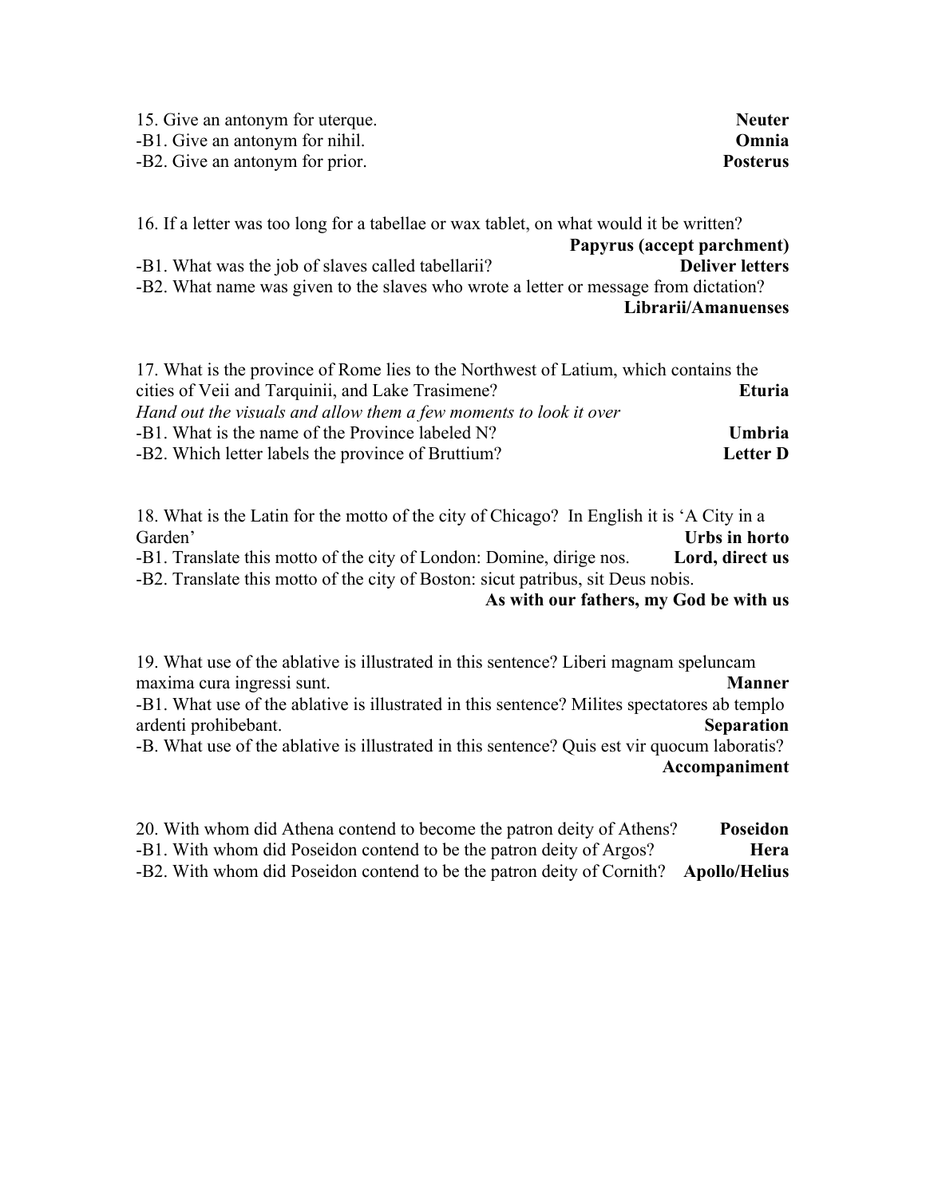15. Give an antonym for uterque. **Neuter**
-B1. Give an antonym for nihil. **Omnia**
-B2. Give an antonym for prior. **Posterus**

16. If a letter was too long for a tabellae or wax tablet, on what would it be written? **Papyrus (accept parchment)**
-B1. What was the job of slaves called tabellarii? **Deliver letters**
-B2. What name was given to the slaves who wrote a letter or message from dictation? **Librarii/Amanuenses**

17. What is the province of Rome lies to the Northwest of Latium, which contains the cities of Veii and Tarquinii, and Lake Trasimene? **Eturia**
*Hand out the visuals and allow them a few moments to look it over*
-B1. What is the name of the Province labeled N? **Umbria**
-B2. Which letter labels the province of Bruttium? **Letter D**

18. What is the Latin for the motto of the city of Chicago? In English it is 'A City in a Garden' **Urbs in horto**
-B1. Translate this motto of the city of London: Domine, dirige nos. **Lord, direct us**
-B2. Translate this motto of the city of Boston: sicut patribus, sit Deus nobis. **As with our fathers, my God be with us**

19. What use of the ablative is illustrated in this sentence? Liberi magnam speluncam maxima cura ingressi sunt. **Manner**
-B1. What use of the ablative is illustrated in this sentence? Milites spectatores ab templo ardenti prohibebant. **Separation**
-B. What use of the ablative is illustrated in this sentence? Quis est vir quocum laboratis? **Accompaniment**

20. With whom did Athena contend to become the patron deity of Athens? **Poseidon**
-B1. With whom did Poseidon contend to be the patron deity of Argos? **Hera**
-B2. With whom did Poseidon contend to be the patron deity of Cornith? **Apollo/Helius**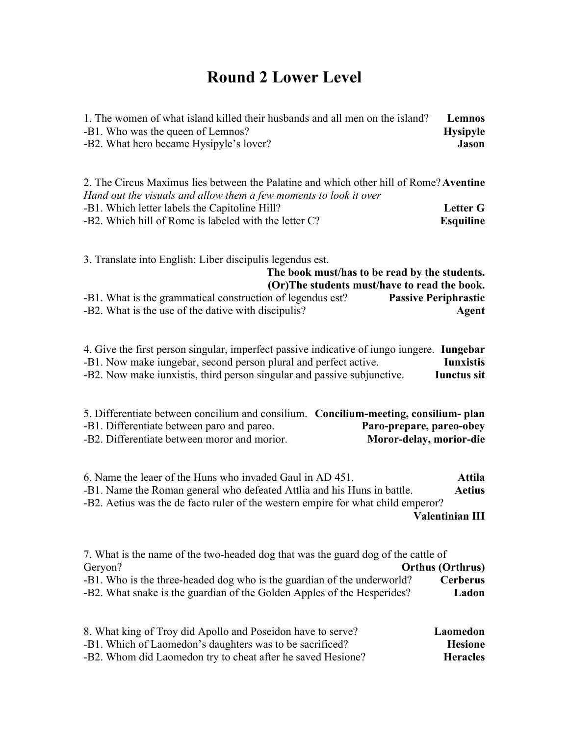# Round 2 Lower Level

1. The women of what island killed their husbands and all men on the island? **Lemnos**
-B1. Who was the queen of Lemnos? **Hysipyle**
-B2. What hero became Hysipyle's lover? **Jason**

2. The Circus Maximus lies between the Palatine and which other hill of Rome? **Aventine**
*Hand out the visuals and allow them a few moments to look it over*
-B1. Which letter labels the Capitoline Hill? **Letter G**
-B2. Which hill of Rome is labeled with the letter C? **Esquiline**

3. Translate into English: Liber discipulis legendus est.
**The book must/has to be read by the students.**
**(Or)The students must/have to read the book.**
-B1. What is the grammatical construction of legendus est? **Passive Periphrastic**
-B2. What is the use of the dative with discipulis? **Agent**

4. Give the first person singular, imperfect passive indicative of iungo iungere. **Iungebar**
-B1. Now make iungebar, second person plural and perfect active. **Iunxistis**
-B2. Now make iunxistis, third person singular and passive subjunctive. **Iunctus sit**

5. Differentiate between concilium and consilium. **Concilium-meeting, consilium- plan**
-B1. Differentiate between paro and pareo. **Paro-prepare, pareo-obey**
-B2. Differentiate between moror and morior. **Moror-delay, morior-die**

6. Name the leaer of the Huns who invaded Gaul in AD 451. **Attila**
-B1. Name the Roman general who defeated Attlia and his Huns in battle. **Aetius**
-B2. Aetius was the de facto ruler of the western empire for what child emperor?
**Valentinian III**

7. What is the name of the two-headed dog that was the guard dog of the cattle of Geryon? **Orthus (Orthrus)**
-B1. Who is the three-headed dog who is the guardian of the underworld? **Cerberus**
-B2. What snake is the guardian of the Golden Apples of the Hesperides? **Ladon**

8. What king of Troy did Apollo and Poseidon have to serve? **Laomedon**
-B1. Which of Laomedon's daughters was to be sacrificed? **Hesione**
-B2. Whom did Laomedon try to cheat after he saved Hesione? **Heracles**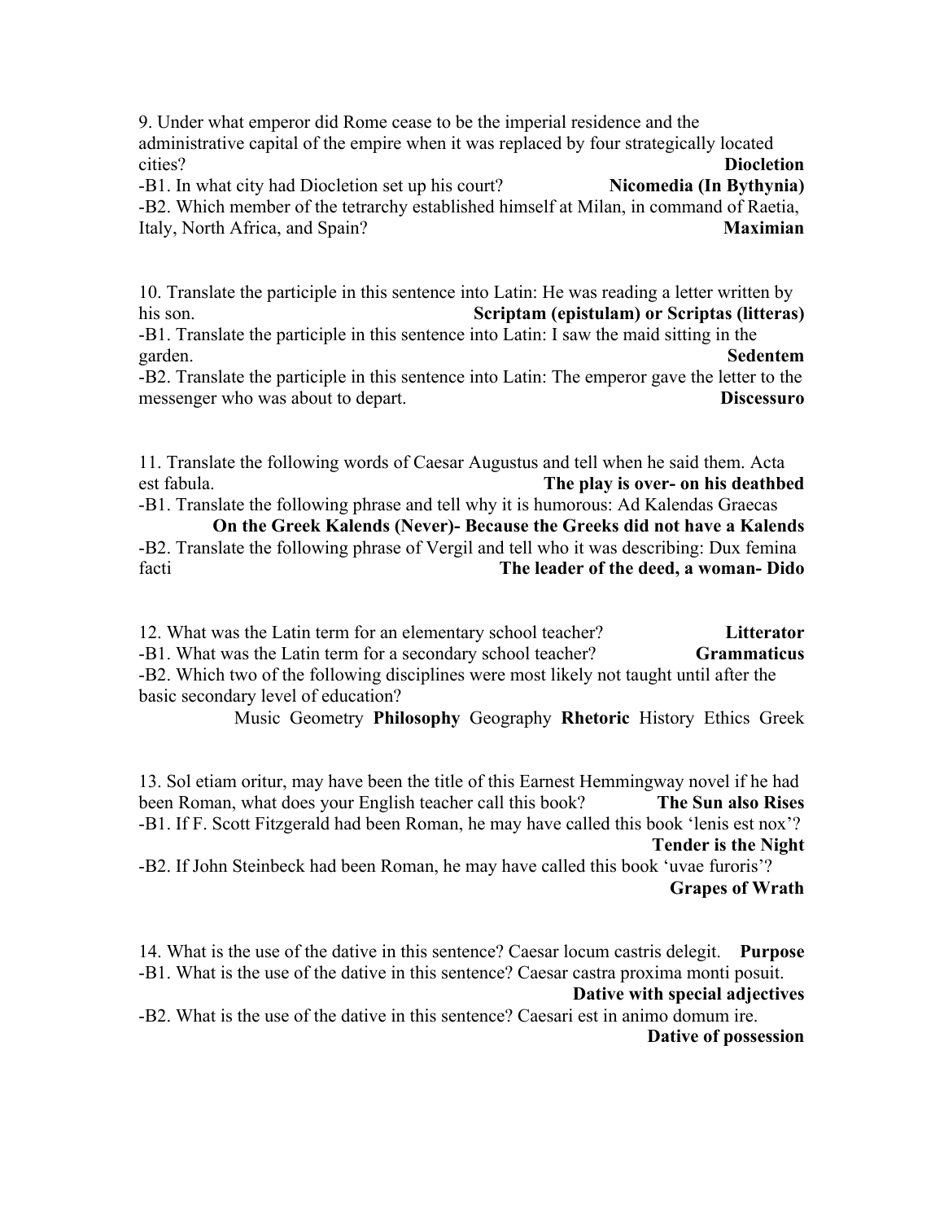9. Under what emperor did Rome cease to be the imperial residence and the administrative capital of the empire when it was replaced by four strategically located cities? **Diocletion**

-B1. In what city had Diocletion set up his court? **Nicomedia (In Bythynia)**

-B2. Which member of the tetrarchy established himself at Milan, in command of Raetia, Italy, North Africa, and Spain? **Maximian**

10. Translate the participle in this sentence into Latin: He was reading a letter written by his son. **Scriptam (epistulam) or Scriptas (litteras)**

-B1. Translate the participle in this sentence into Latin: I saw the maid sitting in the garden. **Sedentem**

-B2. Translate the participle in this sentence into Latin: The emperor gave the letter to the messenger who was about to depart. **Discessuro**

11. Translate the following words of Caesar Augustus and tell when he said them. Acta est fabula. **The play is over- on his deathbed**

-B1. Translate the following phrase and tell why it is humorous: Ad Kalendas Graecas **On the Greek Kalends (Never)- Because the Greeks did not have a Kalends**

-B2. Translate the following phrase of Vergil and tell who it was describing: Dux femina facti **The leader of the deed, a woman- Dido**

12. What was the Latin term for an elementary school teacher? **Litterator**

-B1. What was the Latin term for a secondary school teacher? **Grammaticus**

-B2. Which two of the following disciplines were most likely not taught until after the basic secondary level of education?

Music Geometry **Philosophy** Geography **Rhetoric** History Ethics Greek

13. Sol etiam oritur, may have been the title of this Earnest Hemmingway novel if he had been Roman, what does your English teacher call this book? **The Sun also Rises**

-B1. If F. Scott Fitzgerald had been Roman, he may have called this book 'lenis est nox'? **Tender is the Night**

-B2. If John Steinbeck had been Roman, he may have called this book 'uvae furoris'? **Grapes of Wrath**

14. What is the use of the dative in this sentence? Caesar locum castris delegit. **Purpose**

-B1. What is the use of the dative in this sentence? Caesar castra proxima monti posuit. **Dative with special adjectives**

-B2. What is the use of the dative in this sentence? Caesari est in animo domum ire. **Dative of possession**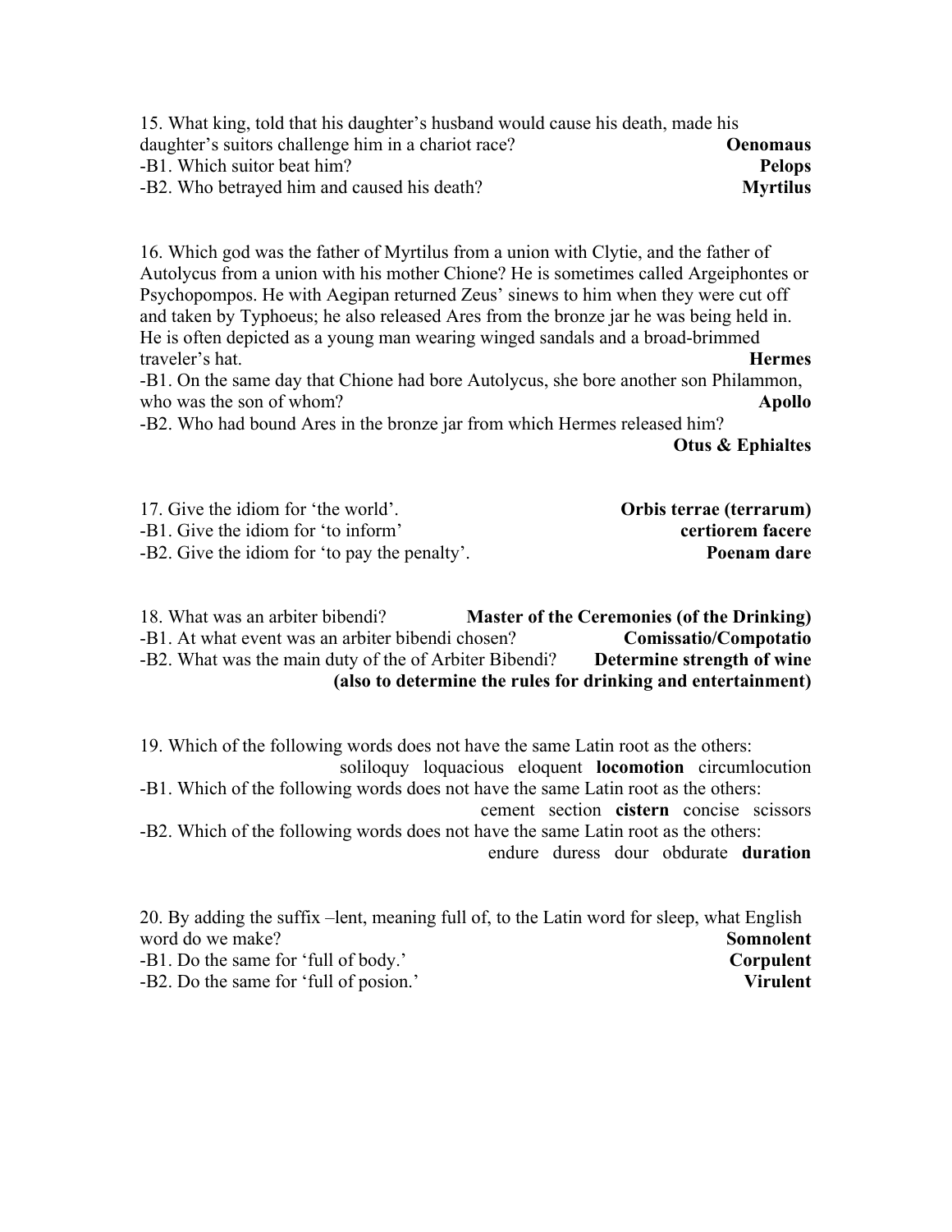15. What king, told that his daughter's husband would cause his death, made his daughter's suitors challenge him in a chariot race? **Oenomaus**

-B1. Which suitor beat him? **Pelops**

-B2. Who betrayed him and caused his death? **Myrtilus**

16. Which god was the father of Myrtilus from a union with Clytie, and the father of Autolycus from a union with his mother Chione? He is sometimes called Argeiphontes or Psychopompos. He with Aegipan returned Zeus' sinews to him when they were cut off and taken by Typhoeus; he also released Ares from the bronze jar he was being held in. He is often depicted as a young man wearing winged sandals and a broad-brimmed traveler's hat. **Hermes**

-B1. On the same day that Chione had bore Autolycus, she bore another son Philammon, who was the son of whom? **Apollo**

-B2. Who had bound Ares in the bronze jar from which Hermes released him? **Otus & Ephialtes**

17. Give the idiom for 'the world'. **Orbis terrae (terrarum)**

-B1. Give the idiom for 'to inform' **certiorem facere**

-B2. Give the idiom for 'to pay the penalty'. **Poenam dare**

18. What was an arbiter bibendi? **Master of the Ceremonies (of the Drinking)**

-B1. At what event was an arbiter bibendi chosen? **Comissatio/Compotatio**

-B2. What was the main duty of the of Arbiter Bibendi? **Determine strength of wine (also to determine the rules for drinking and entertainment)**

19. Which of the following words does not have the same Latin root as the others:
soliloquy loquacious eloquent **locomotion** circumlocution

-B1. Which of the following words does not have the same Latin root as the others:
cement section **cistern** concise scissors

-B2. Which of the following words does not have the same Latin root as the others:
endure duress dour obdurate **duration**

20. By adding the suffix –lent, meaning full of, to the Latin word for sleep, what English word do we make? **Somnolent**

-B1. Do the same for 'full of body.' **Corpulent**

-B2. Do the same for 'full of posion.' **Virulent**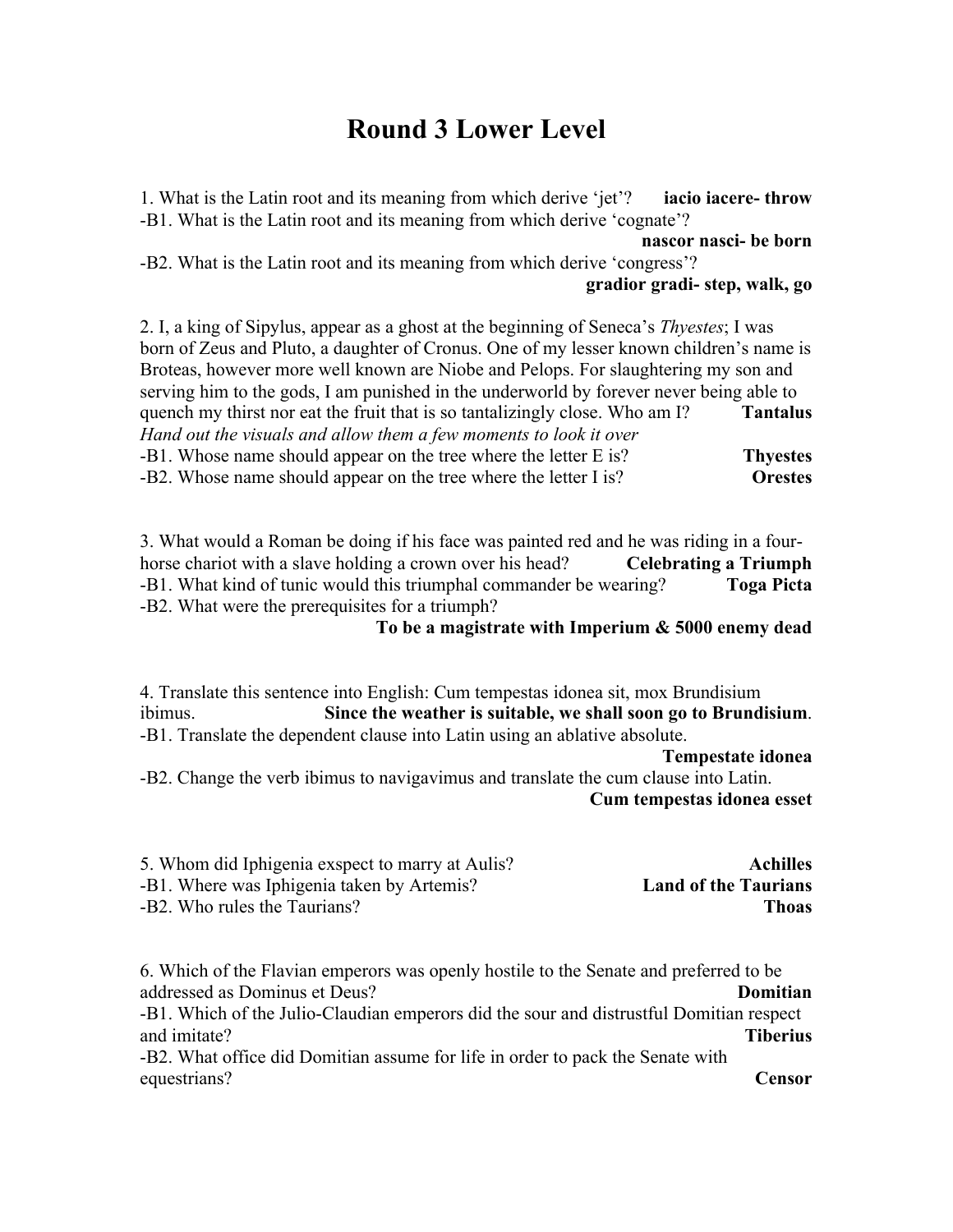# Round 3 Lower Level

1. What is the Latin root and its meaning from which derive 'jet'? **iacio iacere- throw**

-B1. What is the Latin root and its meaning from which derive 'cognate'? **nascor nasci- be born**

-B2. What is the Latin root and its meaning from which derive 'congress'? **gradior gradi- step, walk, go**

2. I, a king of Sipylus, appear as a ghost at the beginning of Seneca's *Thyestes*; I was born of Zeus and Pluto, a daughter of Cronus. One of my lesser known children's name is Broteas, however more well known are Niobe and Pelops. For slaughtering my son and serving him to the gods, I am punished in the underworld by forever never being able to quench my thirst nor eat the fruit that is so tantalizingly close. Who am I? **Tantalus**

*Hand out the visuals and allow them a few moments to look it over*

-B1. Whose name should appear on the tree where the letter E is? **Thyestes**

-B2. Whose name should appear on the tree where the letter I is? **Orestes**

3. What would a Roman be doing if his face was painted red and he was riding in a four-horse chariot with a slave holding a crown over his head? **Celebrating a Triumph**

-B1. What kind of tunic would this triumphal commander be wearing? **Toga Picta**

-B2. What were the prerequisites for a triumph? **To be a magistrate with Imperium & 5000 enemy dead**

4. Translate this sentence into English: Cum tempestas idonea sit, mox Brundisium ibimus. **Since the weather is suitable, we shall soon go to Brundisium**.

-B1. Translate the dependent clause into Latin using an ablative absolute. **Tempestate idonea**

-B2. Change the verb ibimus to navigavimus and translate the cum clause into Latin. **Cum tempestas idonea esset**

5. Whom did Iphigenia exspect to marry at Aulis? **Achilles**

-B1. Where was Iphigenia taken by Artemis? **Land of the Taurians**

-B2. Who rules the Taurians? **Thoas**

6. Which of the Flavian emperors was openly hostile to the Senate and preferred to be addressed as Dominus et Deus? **Domitian**

-B1. Which of the Julio-Claudian emperors did the sour and distrustful Domitian respect and imitate? **Tiberius**

-B2. What office did Domitian assume for life in order to pack the Senate with equestrians? **Censor**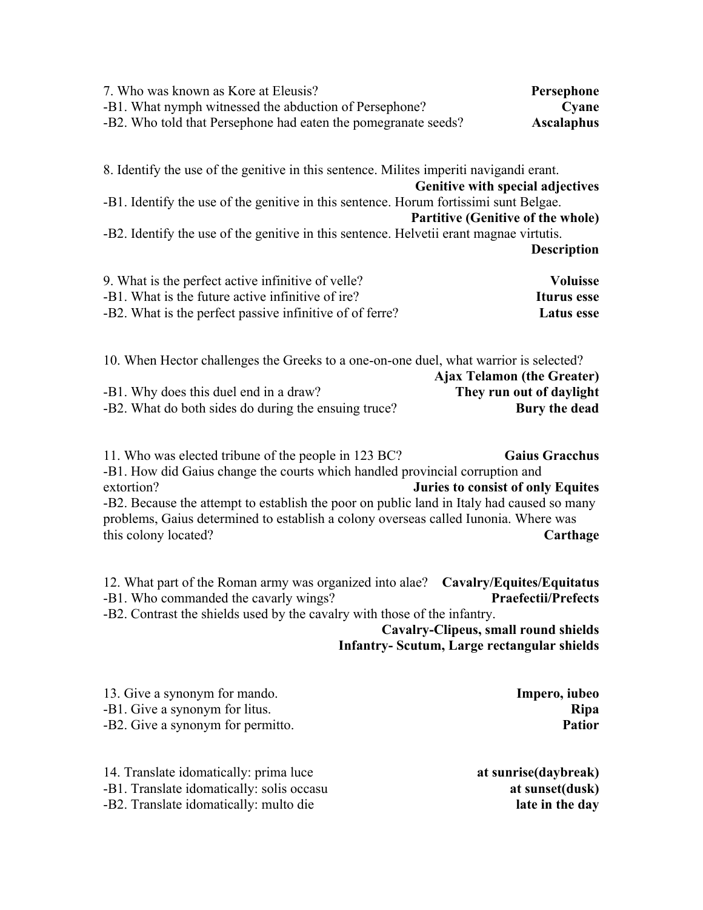7. Who was known as Kore at Eleusis? **Persephone**
-B1. What nymph witnessed the abduction of Persephone? **Cyane**
-B2. Who told that Persephone had eaten the pomegranate seeds? **Ascalaphus**

8. Identify the use of the genitive in this sentence. Milites imperiti navigandi erant.
**Genitive with special adjectives**
-B1. Identify the use of the genitive in this sentence. Horum fortissimi sunt Belgae.
**Partitive (Genitive of the whole)**
-B2. Identify the use of the genitive in this sentence. Helvetii erant magnae virtutis.
**Description**

9. What is the perfect active infinitive of velle? **Voluisse**
-B1. What is the future active infinitive of ire? **Iturus esse**
-B2. What is the perfect passive infinitive of of ferre? **Latus esse**

10. When Hector challenges the Greeks to a one-on-one duel, what warrior is selected?
**Ajax Telamon (the Greater)**
-B1. Why does this duel end in a draw? **They run out of daylight**
-B2. What do both sides do during the ensuing truce? **Bury the dead**

11. Who was elected tribune of the people in 123 BC? **Gaius Gracchus**
-B1. How did Gaius change the courts which handled provincial corruption and extortion? **Juries to consist of only Equites**
-B2. Because the attempt to establish the poor on public land in Italy had caused so many problems, Gaius determined to establish a colony overseas called Iunonia. Where was this colony located? **Carthage**

12. What part of the Roman army was organized into alae? **Cavalry/Equites/Equitatus**
-B1. Who commanded the cavarly wings? **Praefectii/Prefects**
-B2. Contrast the shields used by the cavalry with those of the infantry.
**Cavalry-Clipeus, small round shields**
**Infantry- Scutum, Large rectangular shields**

13. Give a synonym for mando. **Impero, iubeo**
-B1. Give a synonym for litus. **Ripa**
-B2. Give a synonym for permitto. **Patior**

14. Translate idomatically: prima luce **at sunrise(daybreak)**
-B1. Translate idomatically: solis occasu **at sunset(dusk)**
-B2. Translate idomatically: multo die **late in the day**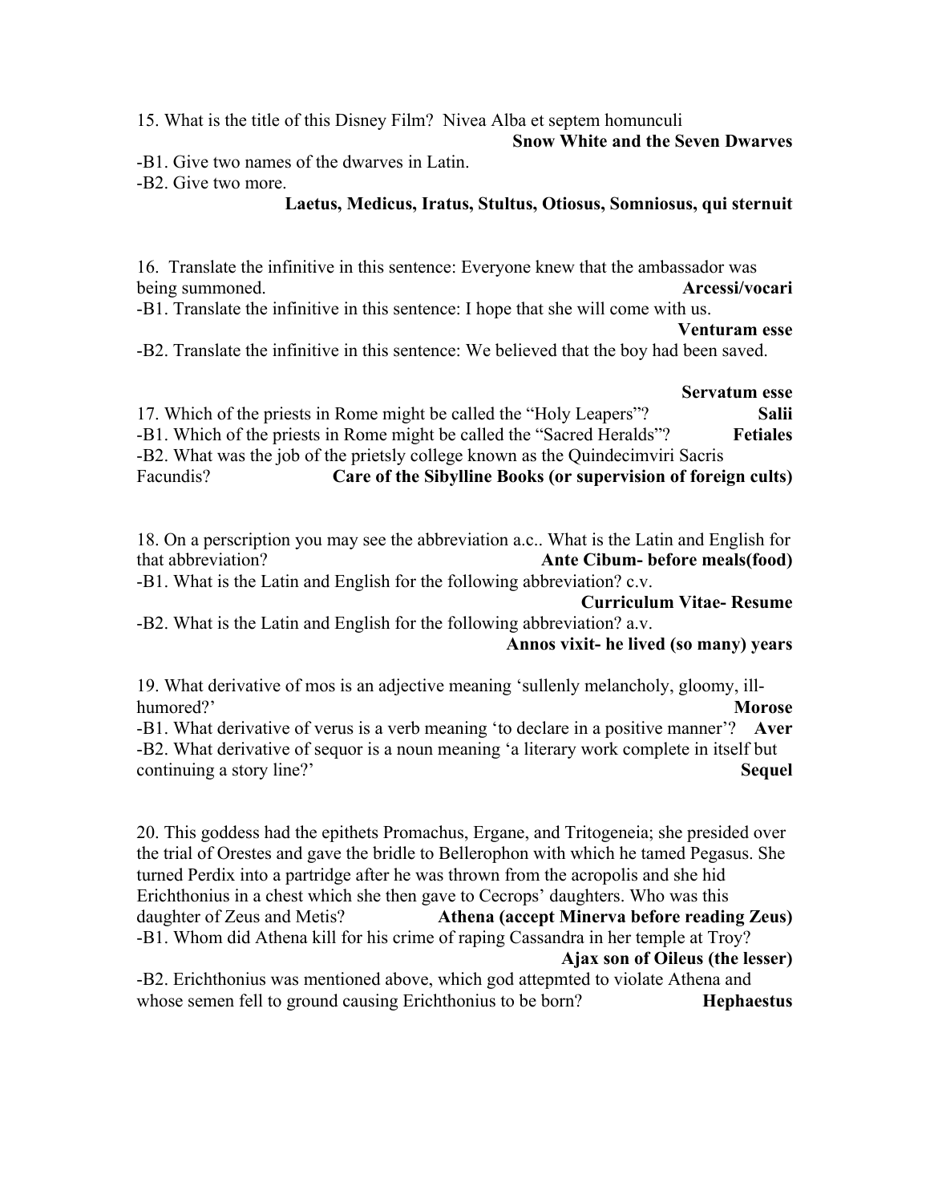15. What is the title of this Disney Film? Nivea Alba et septem homunculi

**Snow White and the Seven Dwarves**

-B1. Give two names of the dwarves in Latin.

-B2. Give two more.

**Laetus, Medicus, Iratus, Stultus, Otiosus, Somniosus, qui sternuit**

16. Translate the infinitive in this sentence: Everyone knew that the ambassador was being summoned. **Arcessi/vocari**

-B1. Translate the infinitive in this sentence: I hope that she will come with us.

**Venturam esse**

-B2. Translate the infinitive in this sentence: We believed that the boy had been saved.

**Servatum esse**

17. Which of the priests in Rome might be called the "Holy Leapers"? **Salii**

-B1. Which of the priests in Rome might be called the "Sacred Heralds"? **Fetiales**

-B2. What was the job of the prietsly college known as the Quindecimviri Sacris Facundis? **Care of the Sibylline Books (or supervision of foreign cults)**

18. On a perscription you may see the abbreviation a.c.. What is the Latin and English for that abbreviation? **Ante Cibum- before meals(food)**

-B1. What is the Latin and English for the following abbreviation? c.v.

**Curriculum Vitae- Resume**

-B2. What is the Latin and English for the following abbreviation? a.v.

**Annos vixit- he lived (so many) years**

19. What derivative of mos is an adjective meaning 'sullenly melancholy, gloomy, ill-humored?' **Morose**

-B1. What derivative of verus is a verb meaning 'to declare in a positive manner'? **Aver**

-B2. What derivative of sequor is a noun meaning 'a literary work complete in itself but continuing a story line?' **Sequel**

20. This goddess had the epithets Promachus, Ergane, and Tritogeneia; she presided over the trial of Orestes and gave the bridle to Bellerophon with which he tamed Pegasus. She turned Perdix into a partridge after he was thrown from the acropolis and she hid Erichthonius in a chest which she then gave to Cecrops' daughters. Who was this daughter of Zeus and Metis? **Athena (accept Minerva before reading Zeus)**

-B1. Whom did Athena kill for his crime of raping Cassandra in her temple at Troy?

**Ajax son of Oileus (the lesser)**

-B2. Erichthonius was mentioned above, which god attepmted to violate Athena and whose semen fell to ground causing Erichthonius to be born? **Hephaestus**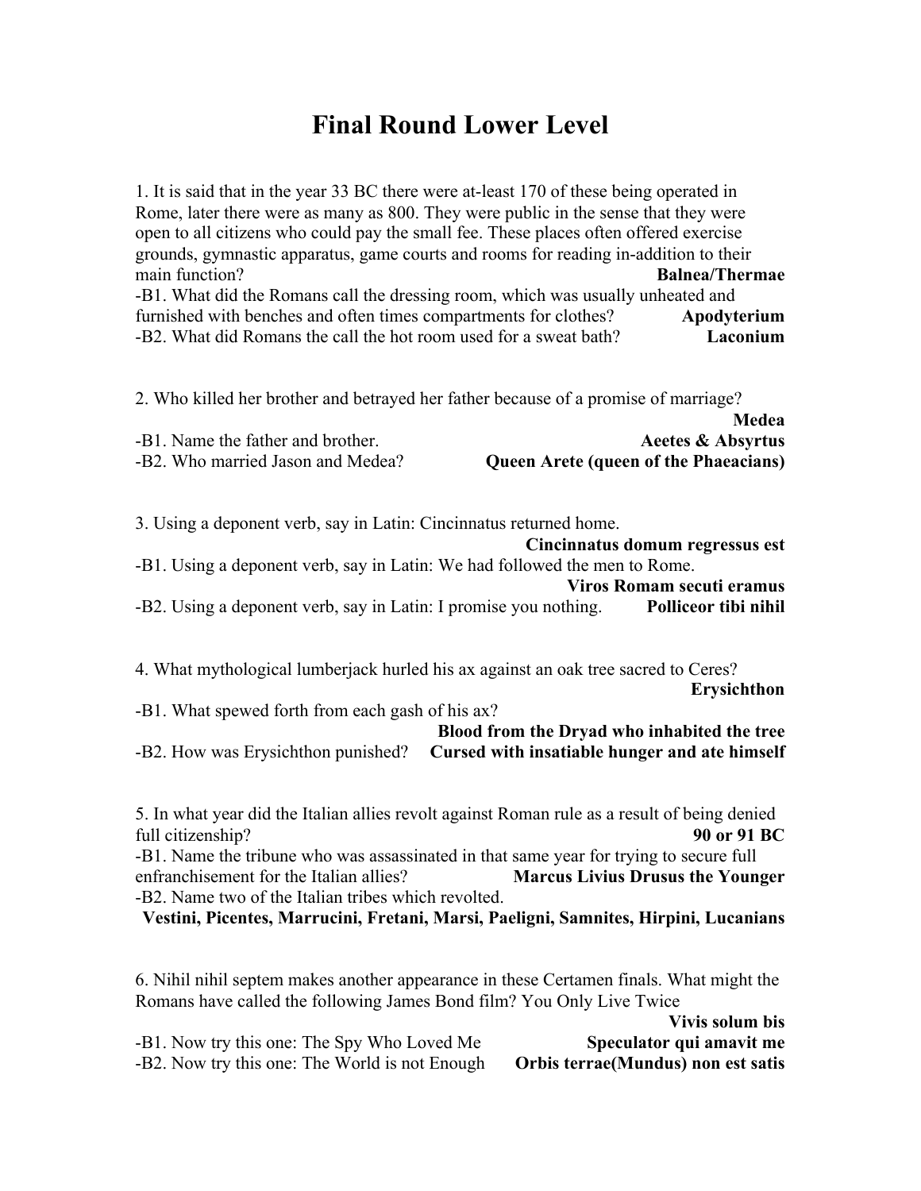# Final Round Lower Level

1. It is said that in the year 33 BC there were at-least 170 of these being operated in Rome, later there were as many as 800. They were public in the sense that they were open to all citizens who could pay the small fee. These places often offered exercise grounds, gymnastic apparatus, game courts and rooms for reading in-addition to their main function? **Balnea/Thermae**

-B1. What did the Romans call the dressing room, which was usually unheated and furnished with benches and often times compartments for clothes? **Apodyterium**

-B2. What did Romans the call the hot room used for a sweat bath? **Laconium**

2. Who killed her brother and betrayed her father because of a promise of marriage? **Medea**

-B1. Name the father and brother. **Aeetes & Absyrtus**

-B2. Who married Jason and Medea? **Queen Arete (queen of the Phaeacians)**

3. Using a deponent verb, say in Latin: Cincinnatus returned home. **Cincinnatus domum regressus est**

-B1. Using a deponent verb, say in Latin: We had followed the men to Rome. **Viros Romam secuti eramus**

-B2. Using a deponent verb, say in Latin: I promise you nothing. **Polliceor tibi nihil**

4. What mythological lumberjack hurled his ax against an oak tree sacred to Ceres? **Erysichthon**

-B1. What spewed forth from each gash of his ax? **Blood from the Dryad who inhabited the tree**

-B2. How was Erysichthon punished? **Cursed with insatiable hunger and ate himself**

5. In what year did the Italian allies revolt against Roman rule as a result of being denied full citizenship? **90 or 91 BC**

-B1. Name the tribune who was assassinated in that same year for trying to secure full enfranchisement for the Italian allies? **Marcus Livius Drusus the Younger**

-B2. Name two of the Italian tribes which revolted.
**Vestini, Picentes, Marrucini, Fretani, Marsi, Paeligni, Samnites, Hirpini, Lucanians**

6. Nihil nihil septem makes another appearance in these Certamen finals. What might the Romans have called the following James Bond film? You Only Live Twice **Vivis solum bis**

-B1. Now try this one: The Spy Who Loved Me **Speculator qui amavit me**

-B2. Now try this one: The World is not Enough **Orbis terrae(Mundus) non est satis**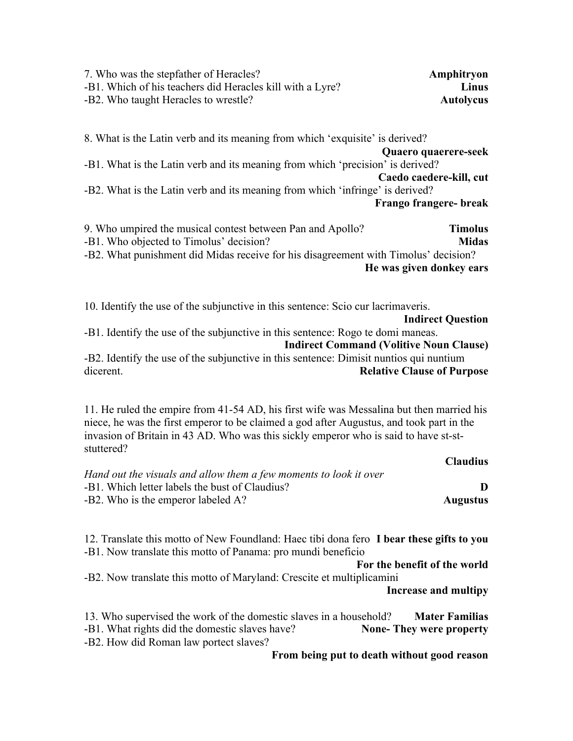7. Who was the stepfather of Heracles? **Amphitryon**
-B1. Which of his teachers did Heracles kill with a Lyre? **Linus**
-B2. Who taught Heracles to wrestle? **Autolycus**

8. What is the Latin verb and its meaning from which 'exquisite' is derived?
**Quaero quaerere-seek**
-B1. What is the Latin verb and its meaning from which 'precision' is derived?
**Caedo caedere-kill, cut**
-B2. What is the Latin verb and its meaning from which 'infringe' is derived?
**Frango frangere- break**

9. Who umpired the musical contest between Pan and Apollo? **Timolus**
-B1. Who objected to Timolus' decision? **Midas**
-B2. What punishment did Midas receive for his disagreement with Timolus' decision?
**He was given donkey ears**

10. Identify the use of the subjunctive in this sentence: Scio cur lacrimaveris.
**Indirect Question**
-B1. Identify the use of the subjunctive in this sentence: Rogo te domi maneas.
**Indirect Command (Volitive Noun Clause)**
-B2. Identify the use of the subjunctive in this sentence: Dimisit nuntios qui nuntium dicerent. **Relative Clause of Purpose**

11. He ruled the empire from 41-54 AD, his first wife was Messalina but then married his niece, he was the first emperor to be claimed a god after Augustus, and took part in the invasion of Britain in 43 AD. Who was this sickly emperor who is said to have st-st-stuttered?
**Claudius**
*Hand out the visuals and allow them a few moments to look it over*
-B1. Which letter labels the bust of Claudius? **D**
-B2. Who is the emperor labeled A? **Augustus**

12. Translate this motto of New Foundland: Haec tibi dona fero **I bear these gifts to you**
-B1. Now translate this motto of Panama: pro mundi beneficio
**For the benefit of the world**
-B2. Now translate this motto of Maryland: Crescite et multiplicamini
**Increase and multipy**

13. Who supervised the work of the domestic slaves in a household? **Mater Familias**
-B1. What rights did the domestic slaves have? **None- They were property**
-B2. How did Roman law portect slaves?
**From being put to death without good reason**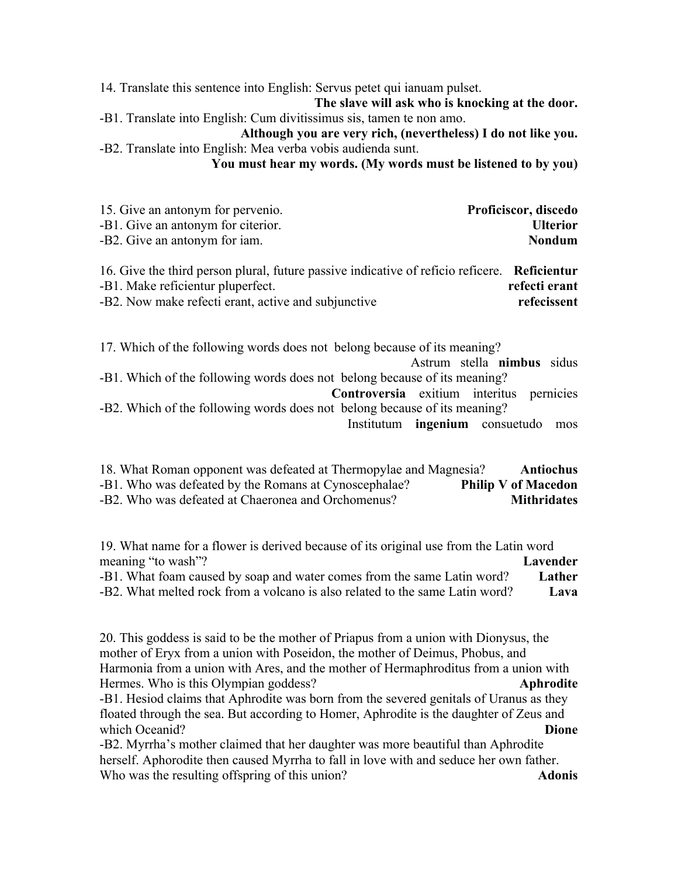14. Translate this sentence into English: Servus petet qui ianuam pulset.

**The slave will ask who is knocking at the door.**

-B1. Translate into English: Cum divitissimus sis, tamen te non amo.

**Although you are very rich, (nevertheless) I do not like you.**

-B2. Translate into English: Mea verba vobis audienda sunt.

**You must hear my words. (My words must be listened to by you)**

15. Give an antonym for pervenio. **Proficiscor, discedo**

-B1. Give an antonym for citerior. **Ulterior**

-B2. Give an antonym for iam. **Nondum**

16. Give the third person plural, future passive indicative of reficio reficere. **Reficientur**

-B1. Make reficientur pluperfect. **refecti erant**

-B2. Now make refecti erant, active and subjunctive **refecissent**

17. Which of the following words does not belong because of its meaning?

Astrum stella **nimbus** sidus

-B1. Which of the following words does not belong because of its meaning?

**Controversia** exitium interitus pernicies

-B2. Which of the following words does not belong because of its meaning?

Institutum **ingenium** consuetudo mos

18. What Roman opponent was defeated at Thermopylae and Magnesia? **Antiochus**

-B1. Who was defeated by the Romans at Cynoscephalae? **Philip V of Macedon**

-B2. Who was defeated at Chaeronea and Orchomenus? **Mithridates**

19. What name for a flower is derived because of its original use from the Latin word meaning "to wash"? **Lavender**

-B1. What foam caused by soap and water comes from the same Latin word? **Lather**

-B2. What melted rock from a volcano is also related to the same Latin word? **Lava**

20. This goddess is said to be the mother of Priapus from a union with Dionysus, the mother of Eryx from a union with Poseidon, the mother of Deimus, Phobus, and Harmonia from a union with Ares, and the mother of Hermaphroditus from a union with Hermes. Who is this Olympian goddess? **Aphrodite**

-B1. Hesiod claims that Aphrodite was born from the severed genitals of Uranus as they floated through the sea. But according to Homer, Aphrodite is the daughter of Zeus and which Oceanid? **Dione**

-B2. Myrrha's mother claimed that her daughter was more beautiful than Aphrodite herself. Aphorodite then caused Myrrha to fall in love with and seduce her own father. Who was the resulting offspring of this union? **Adonis**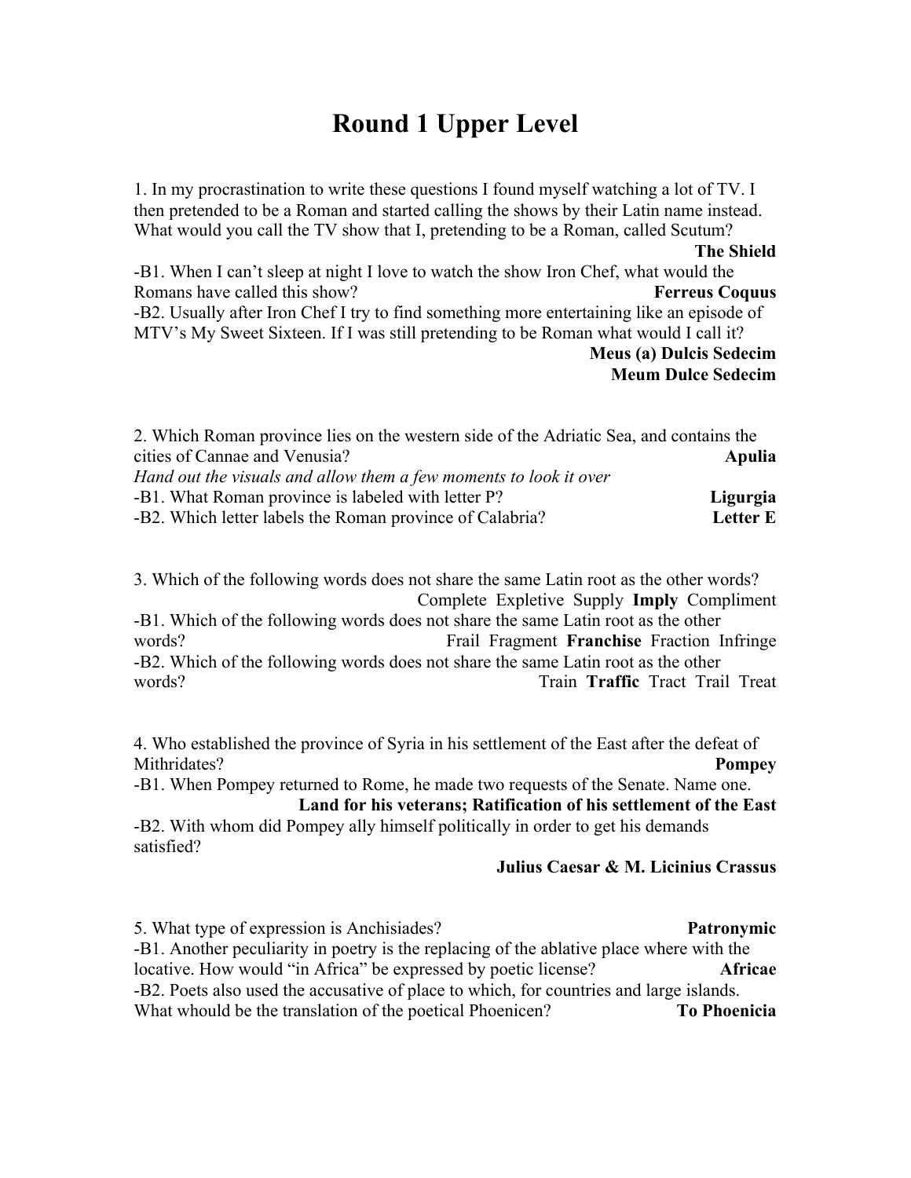# Round 1 Upper Level

1. In my procrastination to write these questions I found myself watching a lot of TV. I then pretended to be a Roman and started calling the shows by their Latin name instead. What would you call the TV show that I, pretending to be a Roman, called Scutum? **The Shield**

-B1. When I can't sleep at night I love to watch the show Iron Chef, what would the Romans have called this show? **Ferreus Coquus**

-B2. Usually after Iron Chef I try to find something more entertaining like an episode of MTV's My Sweet Sixteen. If I was still pretending to be Roman what would I call it? **Meus (a) Dulcis Sedecim** **Meum Dulce Sedecim**

2. Which Roman province lies on the western side of the Adriatic Sea, and contains the cities of Cannae and Venusia? **Apulia**

*Hand out the visuals and allow them a few moments to look it over*

-B1. What Roman province is labeled with letter P? **Ligurgia**

-B2. Which letter labels the Roman province of Calabria? **Letter E**

3. Which of the following words does not share the same Latin root as the other words? Complete Expletive Supply **Imply** Compliment

-B1. Which of the following words does not share the same Latin root as the other words? Frail Fragment **Franchise** Fraction Infringe

-B2. Which of the following words does not share the same Latin root as the other words? Train **Traffic** Tract Trail Treat

4. Who established the province of Syria in his settlement of the East after the defeat of Mithridates? **Pompey**

-B1. When Pompey returned to Rome, he made two requests of the Senate. Name one. **Land for his veterans; Ratification of his settlement of the East**

-B2. With whom did Pompey ally himself politically in order to get his demands satisfied? **Julius Caesar & M. Licinius Crassus**

5. What type of expression is Anchisiades? **Patronymic**

-B1. Another peculiarity in poetry is the replacing of the ablative place where with the locative. How would "in Africa" be expressed by poetic license? **Africae**

-B2. Poets also used the accusative of place to which, for countries and large islands. What whould be the translation of the poetical Phoenicen? **To Phoenicia**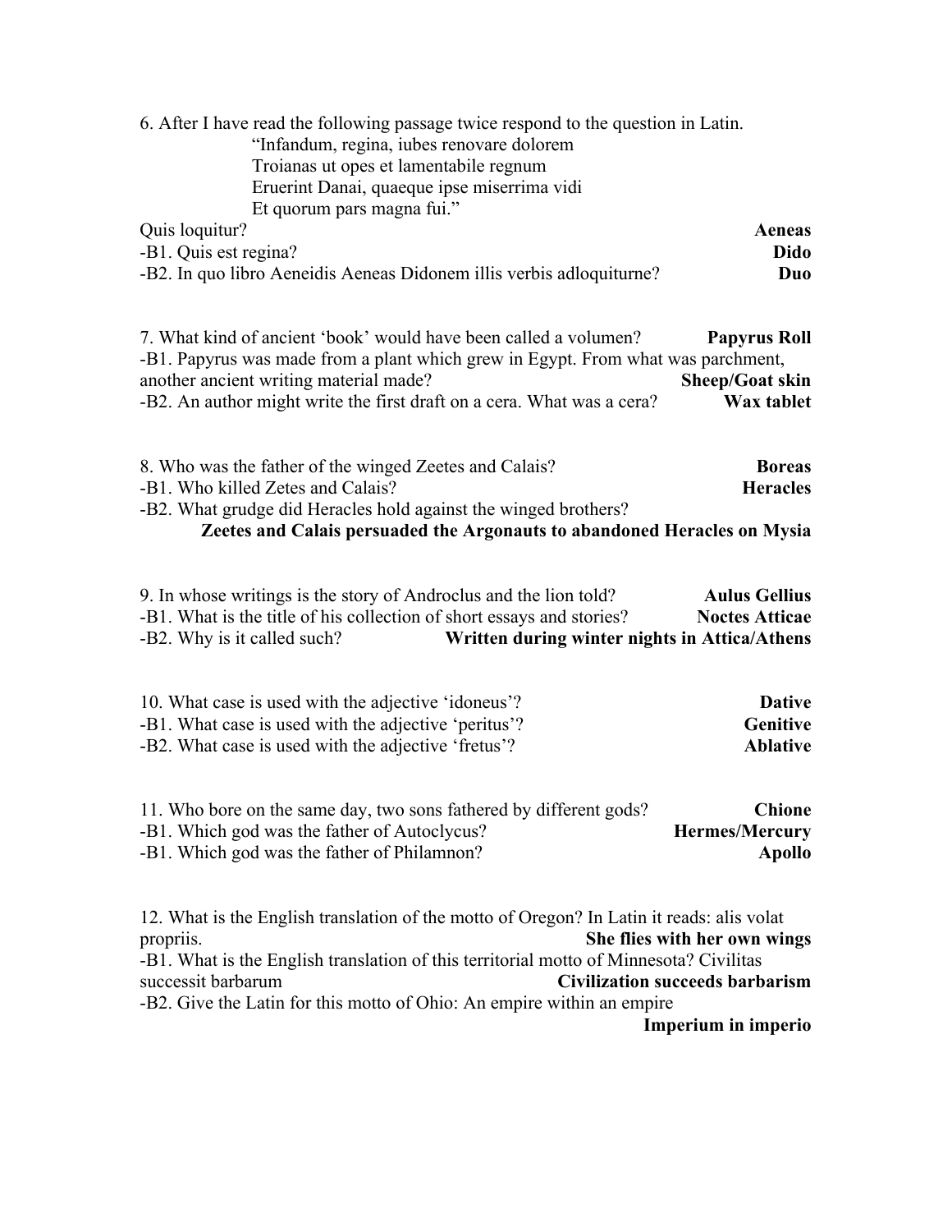6. After I have read the following passage twice respond to the question in Latin.

> "Infandum, regina, iubes renovare dolorem
> Troianas ut opes et lamentabile regnum
> Eruerint Danai, quaeque ipse miserrima vidi
> Et quorum pars magna fui."

Quis loquitur? **Aeneas**

-B1. Quis est regina? **Dido**

-B2. In quo libro Aeneidis Aeneas Didonem illis verbis adloquiturne? **Duo**

7. What kind of ancient 'book' would have been called a volumen? **Papyrus Roll**

-B1. Papyrus was made from a plant which grew in Egypt. From what was parchment, another ancient writing material made? **Sheep/Goat skin**

-B2. An author might write the first draft on a cera. What was a cera? **Wax tablet**

8. Who was the father of the winged Zeetes and Calais? **Boreas**

-B1. Who killed Zetes and Calais? **Heracles**

-B2. What grudge did Heracles hold against the winged brothers?
**Zeetes and Calais persuaded the Argonauts to abandoned Heracles on Mysia**

9. In whose writings is the story of Androclus and the lion told? **Aulus Gellius**

-B1. What is the title of his collection of short essays and stories? **Noctes Atticae**

-B2. Why is it called such? **Written during winter nights in Attica/Athens**

10. What case is used with the adjective 'idoneus'? **Dative**

-B1. What case is used with the adjective 'peritus'? **Genitive**

-B2. What case is used with the adjective 'fretus'? **Ablative**

11. Who bore on the same day, two sons fathered by different gods? **Chione**

-B1. Which god was the father of Autoclycus? **Hermes/Mercury**

-B1. Which god was the father of Philamnon? **Apollo**

12. What is the English translation of the motto of Oregon? In Latin it reads: alis volat propriis. **She flies with her own wings**

-B1. What is the English translation of this territorial motto of Minnesota? Civilitas successit barbarum **Civilization succeeds barbarism**

-B2. Give the Latin for this motto of Ohio: An empire within an empire
**Imperium in imperio**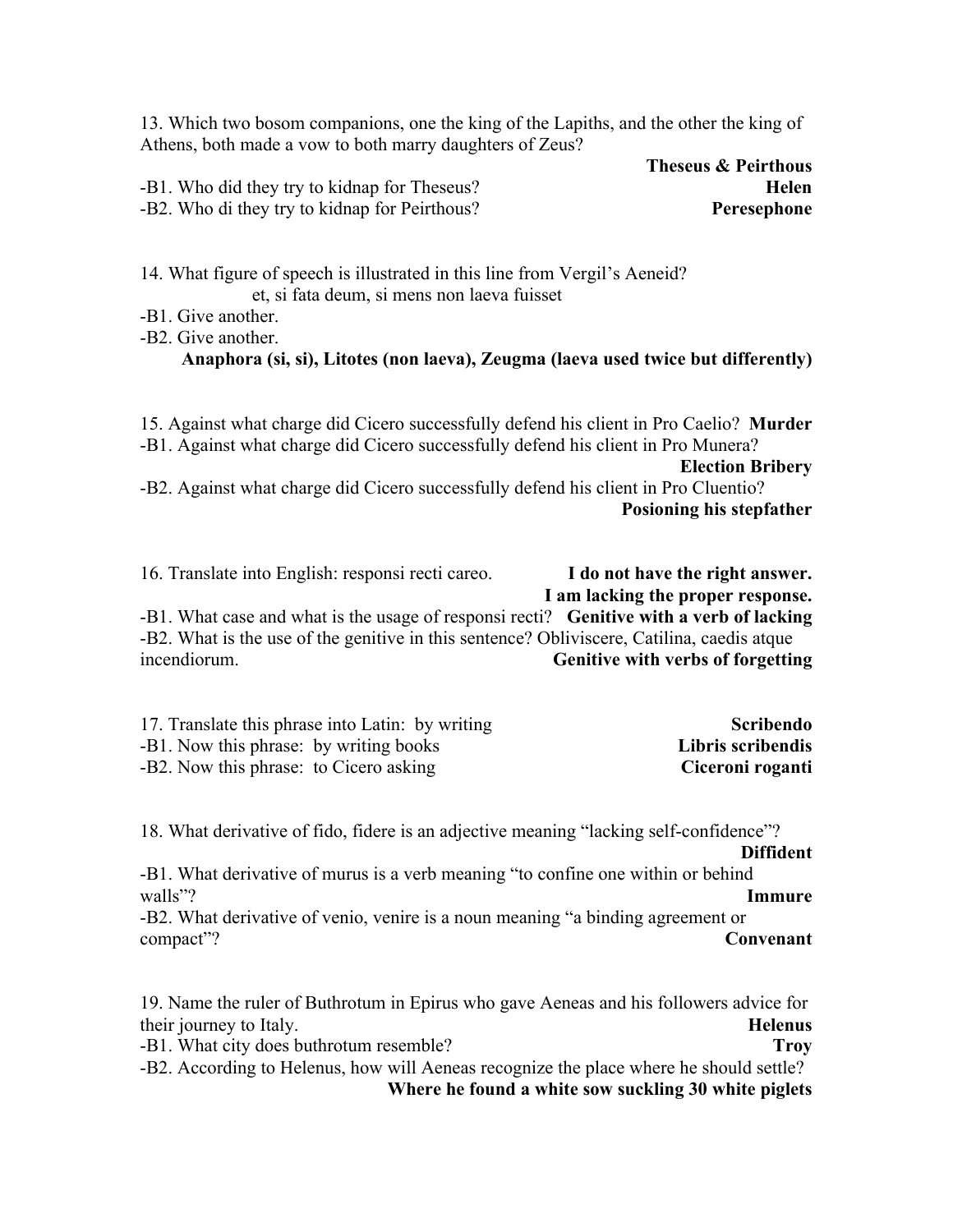13. Which two bosom companions, one the king of the Lapiths, and the other the king of Athens, both made a vow to both marry daughters of Zeus?

**Theseus & Peirthous**

-B1. Who did they try to kidnap for Theseus? **Helen**

-B2. Who di they try to kidnap for Peirthous? **Peresephone**

14. What figure of speech is illustrated in this line from Vergil's Aeneid?

et, si fata deum, si mens non laeva fuisset

-B1. Give another.

-B2. Give another.

**Anaphora (si, si), Litotes (non laeva), Zeugma (laeva used twice but differently)**

15. Against what charge did Cicero successfully defend his client in Pro Caelio? **Murder**

-B1. Against what charge did Cicero successfully defend his client in Pro Munera?

**Election Bribery**

-B2. Against what charge did Cicero successfully defend his client in Pro Cluentio?

**Posioning his stepfather**

16. Translate into English: responsi recti careo. **I do not have the right answer. I am lacking the proper response.**

-B1. What case and what is the usage of responsi recti? **Genitive with a verb of lacking**

-B2. What is the use of the genitive in this sentence? Obliviscere, Catilina, caedis atque incendiorum. **Genitive with verbs of forgetting**

17. Translate this phrase into Latin: by writing **Scribendo**

-B1. Now this phrase: by writing books **Libris scribendis**

-B2. Now this phrase: to Cicero asking **Ciceroni roganti**

18. What derivative of fido, fidere is an adjective meaning "lacking self-confidence"?

**Diffident**

-B1. What derivative of murus is a verb meaning "to confine one within or behind walls"? **Immure**

-B2. What derivative of venio, venire is a noun meaning "a binding agreement or compact"? **Convenant**

19. Name the ruler of Buthrotum in Epirus who gave Aeneas and his followers advice for their journey to Italy. **Helenus**

-B1. What city does buthrotum resemble? **Troy**

-B2. According to Helenus, how will Aeneas recognize the place where he should settle?

**Where he found a white sow suckling 30 white piglets**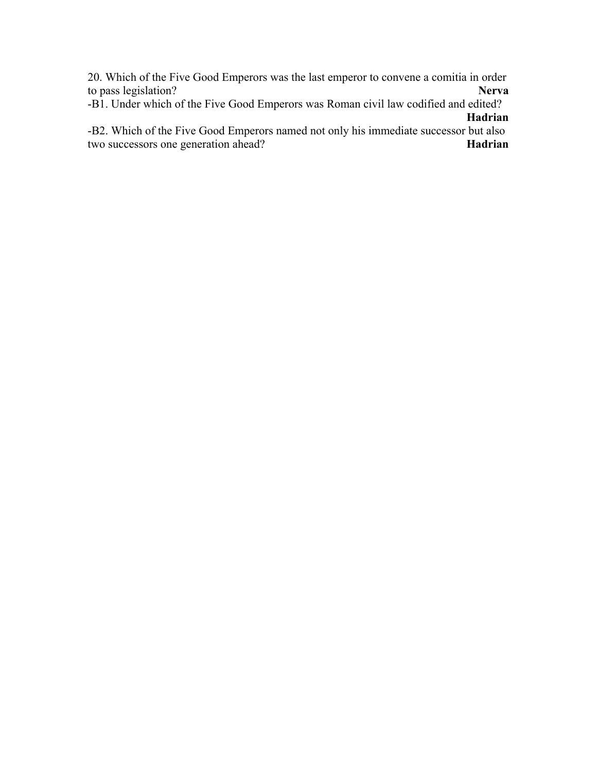20. Which of the Five Good Emperors was the last emperor to convene a comitia in order to pass legislation? **Nerva**

-B1. Under which of the Five Good Emperors was Roman civil law codified and edited? **Hadrian**

-B2. Which of the Five Good Emperors named not only his immediate successor but also two successors one generation ahead? **Hadrian**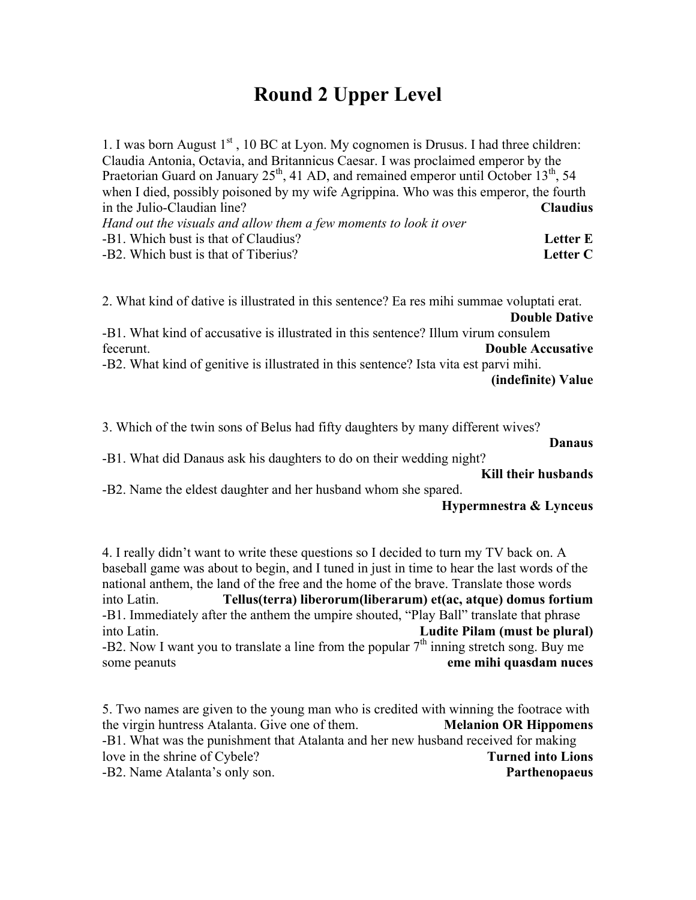# Round 2 Upper Level

1. I was born August 1st, 10 BC at Lyon. My cognomen is Drusus. I had three children: Claudia Antonia, Octavia, and Britannicus Caesar. I was proclaimed emperor by the Praetorian Guard on January 25th, 41 AD, and remained emperor until October 13th, 54 when I died, possibly poisoned by my wife Agrippina. Who was this emperor, the fourth in the Julio-Claudian line? **Claudius**

*Hand out the visuals and allow them a few moments to look it over*

-B1. Which bust is that of Claudius? **Letter E**

-B2. Which bust is that of Tiberius? **Letter C**

2. What kind of dative is illustrated in this sentence? Ea res mihi summae voluptati erat. **Double Dative**

-B1. What kind of accusative is illustrated in this sentence? Illum virum consulem fecerunt. **Double Accusative**

-B2. What kind of genitive is illustrated in this sentence? Ista vita est parvi mihi. **(indefinite) Value**

3. Which of the twin sons of Belus had fifty daughters by many different wives? **Danaus**

-B1. What did Danaus ask his daughters to do on their wedding night? **Kill their husbands**

-B2. Name the eldest daughter and her husband whom she spared. **Hypermnestra & Lynceus**

4. I really didn't want to write these questions so I decided to turn my TV back on. A baseball game was about to begin, and I tuned in just in time to hear the last words of the national anthem, the land of the free and the home of the brave. Translate those words into Latin. **Tellus(terra) liberorum(liberarum) et(ac, atque) domus fortium**

-B1. Immediately after the anthem the umpire shouted, "Play Ball" translate that phrase into Latin. **Ludite Pilam (must be plural)**

-B2. Now I want you to translate a line from the popular 7th inning stretch song. Buy me some peanuts **eme mihi quasdam nuces**

5. Two names are given to the young man who is credited with winning the footrace with the virgin huntress Atalanta. Give one of them. **Melanion OR Hippomens**

-B1. What was the punishment that Atalanta and her new husband received for making love in the shrine of Cybele? **Turned into Lions**

-B2. Name Atalanta's only son. **Parthenopaeus**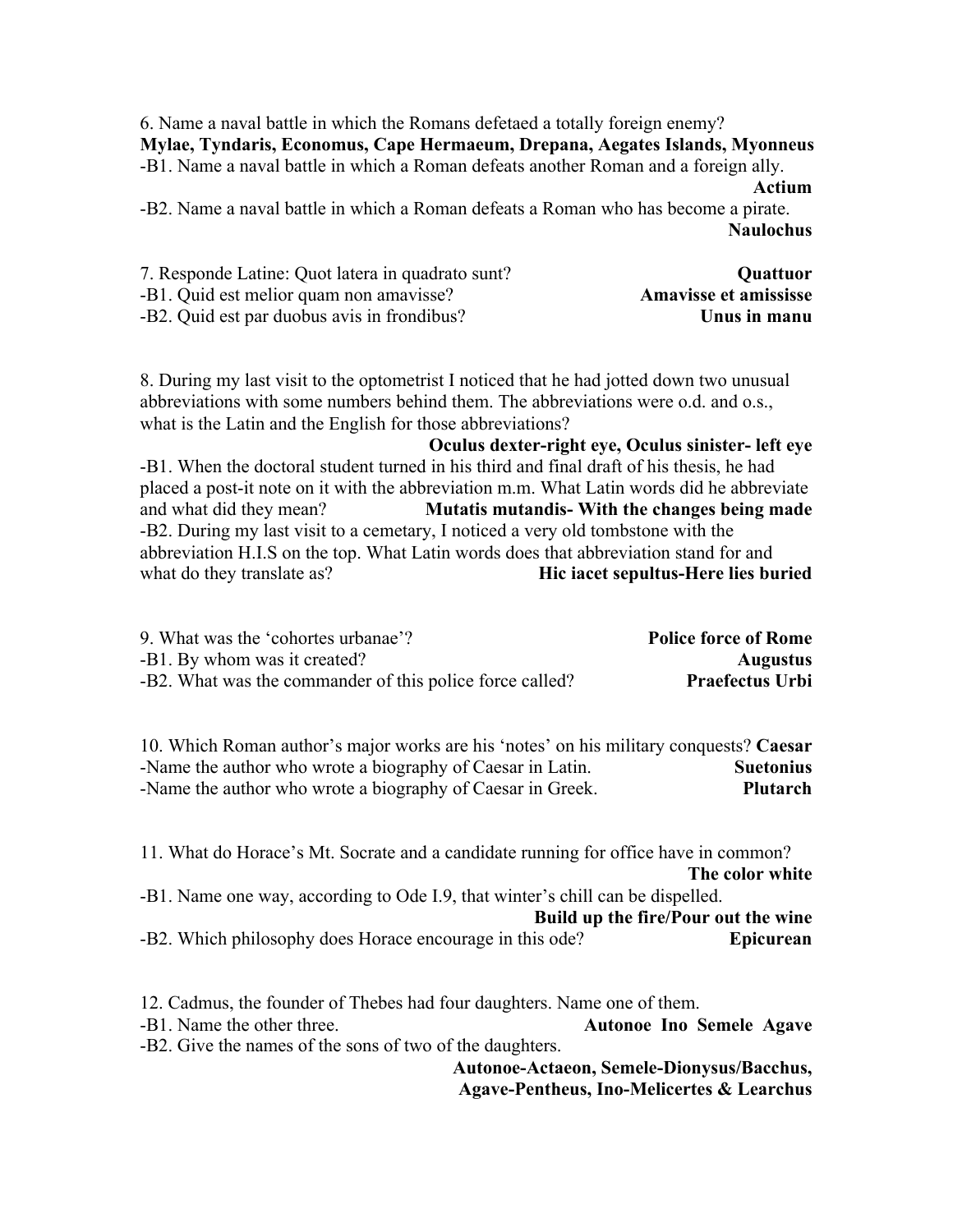6. Name a naval battle in which the Romans defetaed a totally foreign enemy?
**Mylae, Tyndaris, Economus, Cape Hermaeum, Drepana, Aegates Islands, Myonneus**
-B1. Name a naval battle in which a Roman defeats another Roman and a foreign ally. **Actium**
-B2. Name a naval battle in which a Roman defeats a Roman who has become a pirate. **Naulochus**

7. Responde Latine: Quot latera in quadrato sunt? **Quattuor**
-B1. Quid est melior quam non amavisse? **Amavisse et amisisse**
-B2. Quid est par duobus avis in frondibus? **Unus in manu**

8. During my last visit to the optometrist I noticed that he had jotted down two unusual abbreviations with some numbers behind them. The abbreviations were o.d. and o.s., what is the Latin and the English for those abbreviations?
**Oculus dexter-right eye, Oculus sinister- left eye**
-B1. When the doctoral student turned in his third and final draft of his thesis, he had placed a post-it note on it with the abbreviation m.m. What Latin words did he abbreviate and what did they mean? **Mutatis mutandis- With the changes being made**
-B2. During my last visit to a cemetary, I noticed a very old tombstone with the abbreviation H.I.S on the top. What Latin words does that abbreviation stand for and what do they translate as? **Hic iacet sepultus-Here lies buried**

9. What was the 'cohortes urbanae'? **Police force of Rome**
-B1. By whom was it created? **Augustus**
-B2. What was the commander of this police force called? **Praefectus Urbi**

10. Which Roman author's major works are his 'notes' on his military conquests? **Caesar**
-Name the author who wrote a biography of Caesar in Latin. **Suetonius**
-Name the author who wrote a biography of Caesar in Greek. **Plutarch**

11. What do Horace's Mt. Socrate and a candidate running for office have in common? **The color white**
-B1. Name one way, according to Ode I.9, that winter's chill can be dispelled. **Build up the fire/Pour out the wine**
-B2. Which philosophy does Horace encourage in this ode? **Epicurean**

12. Cadmus, the founder of Thebes had four daughters. Name one of them.
-B1. Name the other three. **Autonoe Ino Semele Agave**
-B2. Give the names of the sons of two of the daughters.
**Autonoe-Actaeon, Semele-Dionysus/Bacchus, Agave-Pentheus, Ino-Melicertes & Learchus**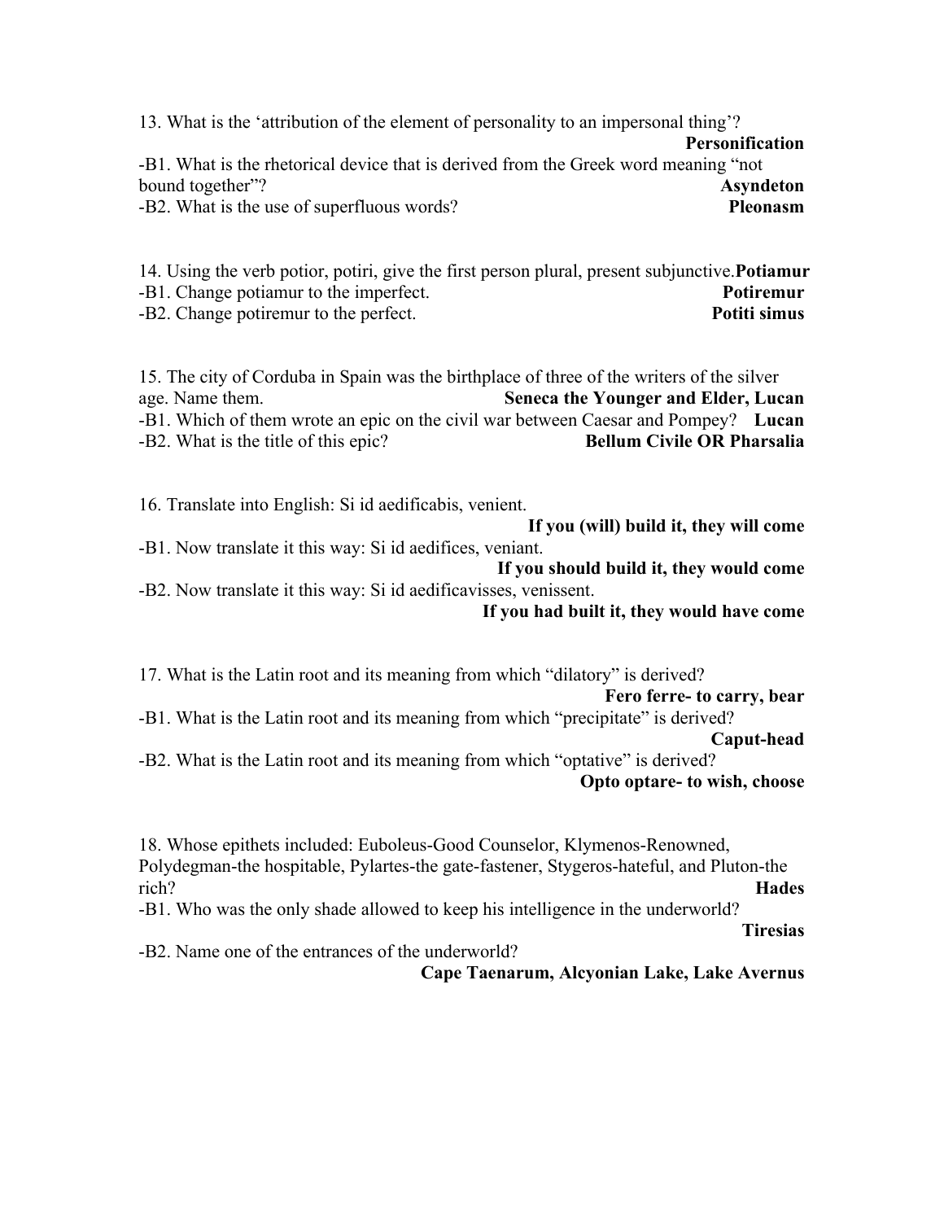13. What is the ‘attribution of the element of personality to an impersonal thing’? **Personification**

-B1. What is the rhetorical device that is derived from the Greek word meaning “not bound together”? **Asyndeton**

-B2. What is the use of superfluous words? **Pleonasm**

14. Using the verb potior, potiri, give the first person plural, present subjunctive. **Potiamur**

-B1. Change potiamur to the imperfect. **Potiremur**

-B2. Change potiremur to the perfect. **Potiti simus**

15. The city of Corduba in Spain was the birthplace of three of the writers of the silver age. Name them. **Seneca the Younger and Elder, Lucan**

-B1. Which of them wrote an epic on the civil war between Caesar and Pompey? **Lucan**

-B2. What is the title of this epic? **Bellum Civile OR Pharsalia**

16. Translate into English: Si id aedificabis, venient. **If you (will) build it, they will come**

-B1. Now translate it this way: Si id aedifices, veniant. **If you should build it, they would come**

-B2. Now translate it this way: Si id aedificavisses, venissent. **If you had built it, they would have come**

17. What is the Latin root and its meaning from which “dilatory” is derived? **Fero ferre- to carry, bear**

-B1. What is the Latin root and its meaning from which “precipitate” is derived? **Caput-head**

-B2. What is the Latin root and its meaning from which “optative” is derived? **Opto optare- to wish, choose**

18. Whose epithets included: Euboleus-Good Counselor, Klymenos-Renowned, Polydegman-the hospitable, Pylartes-the gate-fastener, Stygeros-hateful, and Pluton-the rich? **Hades**

-B1. Who was the only shade allowed to keep his intelligence in the underworld? **Tiresias**

-B2. Name one of the entrances of the underworld? **Cape Taenarum, Alcyonian Lake, Lake Avernus**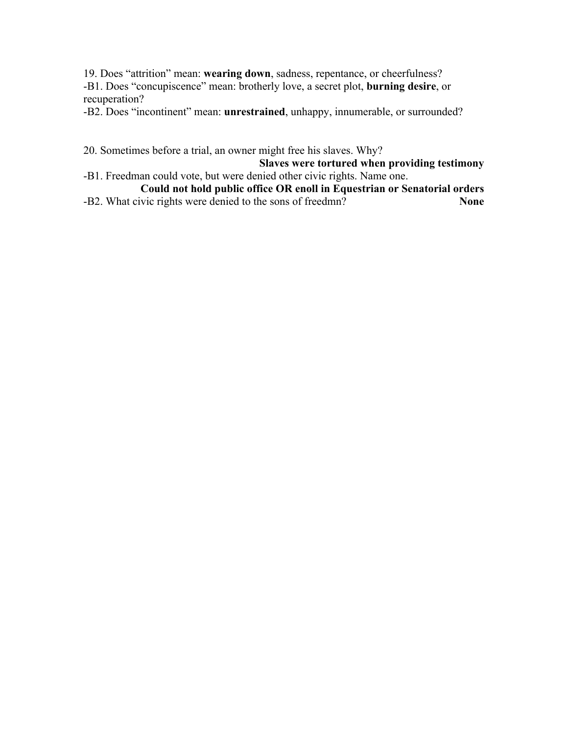19. Does “attrition” mean: **wearing down**, sadness, repentance, or cheerfulness?
-B1. Does “concupiscence” mean: brotherly love, a secret plot, **burning desire**, or recuperation?
-B2. Does “incontinent” mean: **unrestrained**, unhappy, innumerable, or surrounded?

20. Sometimes before a trial, an owner might free his slaves. Why?
**Slaves were tortured when providing testimony**
-B1. Freedman could vote, but were denied other civic rights. Name one.
**Could not hold public office OR enoll in Equestrian or Senatorial orders**
-B2. What civic rights were denied to the sons of freedmn? **None**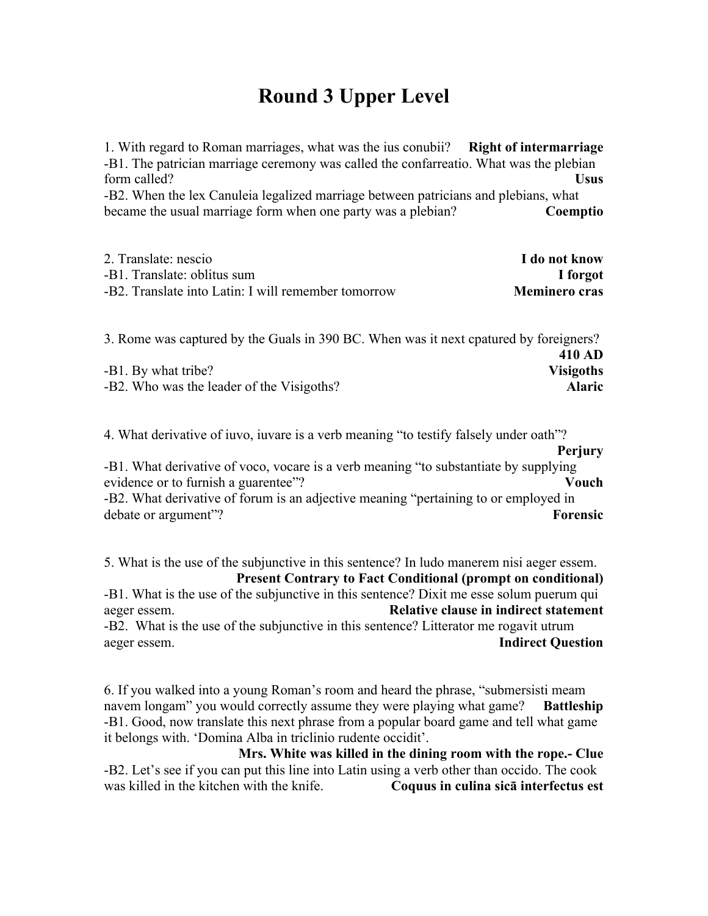# Round 3 Upper Level

1. With regard to Roman marriages, what was the ius conubii? **Right of intermarriage**
-B1. The patrician marriage ceremony was called the confarreatio. What was the plebian form called? **Usus**
-B2. When the lex Canuleia legalized marriage between patricians and plebians, what became the usual marriage form when one party was a plebian? **Coemptio**

2. Translate: nescio **I do not know**
-B1. Translate: oblitus sum **I forgot**
-B2. Translate into Latin: I will remember tomorrow **Meminero cras**

3. Rome was captured by the Guals in 390 BC. When was it next cpatured by foreigners? **410 AD**
-B1. By what tribe? **Visigoths**
-B2. Who was the leader of the Visigoths? **Alaric**

4. What derivative of iuvo, iuvare is a verb meaning "to testify falsely under oath"? **Perjury**
-B1. What derivative of voco, vocare is a verb meaning "to substantiate by supplying evidence or to furnish a guarentee"? **Vouch**
-B2. What derivative of forum is an adjective meaning "pertaining to or employed in debate or argument"? **Forensic**

5. What is the use of the subjunctive in this sentence? In ludo manerem nisi aeger essem. **Present Contrary to Fact Conditional (prompt on conditional)**
-B1. What is the use of the subjunctive in this sentence? Dixit me esse solum puerum qui aeger essem. **Relative clause in indirect statement**
-B2. What is the use of the subjunctive in this sentence? Litterator me rogavit utrum aeger essem. **Indirect Question**

6. If you walked into a young Roman's room and heard the phrase, "submersisti meam navem longam" you would correctly assume they were playing what game? **Battleship**
-B1. Good, now translate this next phrase from a popular board game and tell what game it belongs with. 'Domina Alba in triclinio rudente occidit'. **Mrs. White was killed in the dining room with the rope.- Clue**
-B2. Let's see if you can put this line into Latin using a verb other than occido. The cook was killed in the kitchen with the knife. **Coquus in culina sicā interfectus est**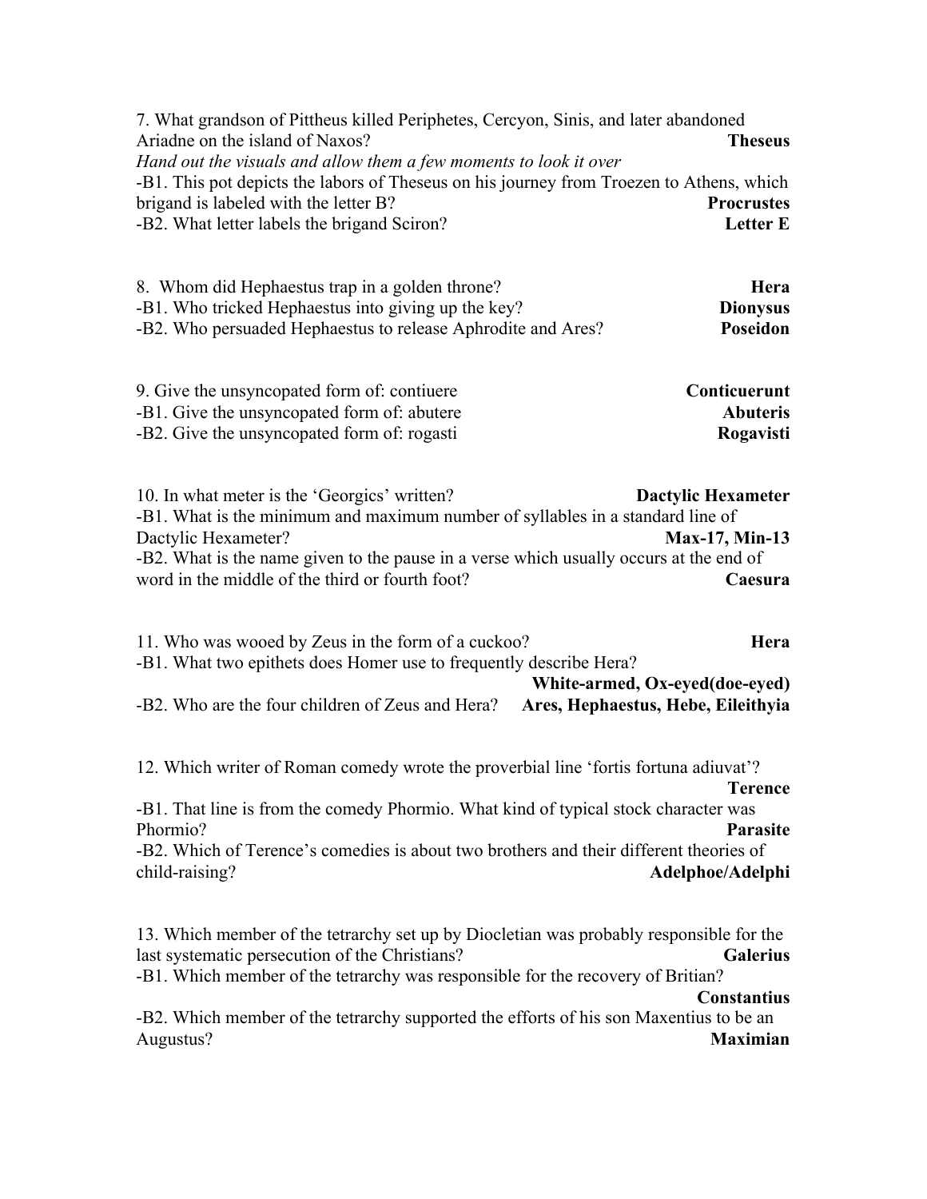7. What grandson of Pittheus killed Periphetes, Cercyon, Sinis, and later abandoned Ariadne on the island of Naxos? **Theseus**

*Hand out the visuals and allow them a few moments to look it over*

-B1. This pot depicts the labors of Theseus on his journey from Troezen to Athens, which brigand is labeled with the letter B? **Procrustes**

-B2. What letter labels the brigand Sciron? **Letter E**

8. Whom did Hephaestus trap in a golden throne? **Hera**

-B1. Who tricked Hephaestus into giving up the key? **Dionysus**

-B2. Who persuaded Hephaestus to release Aphrodite and Ares? **Poseidon**

9. Give the unsyncopated form of: contiuere **Conticuerunt**

-B1. Give the unsyncopated form of: abutere **Abuteris**

-B2. Give the unsyncopated form of: rogasti **Rogavisti**

10. In what meter is the 'Georgics' written? **Dactylic Hexameter**

-B1. What is the minimum and maximum number of syllables in a standard line of Dactylic Hexameter? **Max-17, Min-13**

-B2. What is the name given to the pause in a verse which usually occurs at the end of word in the middle of the third or fourth foot? **Caesura**

11. Who was wooed by Zeus in the form of a cuckoo? **Hera**

-B1. What two epithets does Homer use to frequently describe Hera? **White-armed, Ox-eyed(doe-eyed)**

-B2. Who are the four children of Zeus and Hera? **Ares, Hephaestus, Hebe, Eileithyia**

12. Which writer of Roman comedy wrote the proverbial line 'fortis fortuna adiuvat'? **Terence**

-B1. That line is from the comedy Phormio. What kind of typical stock character was Phormio? **Parasite**

-B2. Which of Terence's comedies is about two brothers and their different theories of child-raising? **Adelphoe/Adelphi**

13. Which member of the tetrarchy set up by Diocletian was probably responsible for the last systematic persecution of the Christians? **Galerius**

-B1. Which member of the tetrarchy was responsible for the recovery of Britian? **Constantius**

-B2. Which member of the tetrarchy supported the efforts of his son Maxentius to be an Augustus? **Maximian**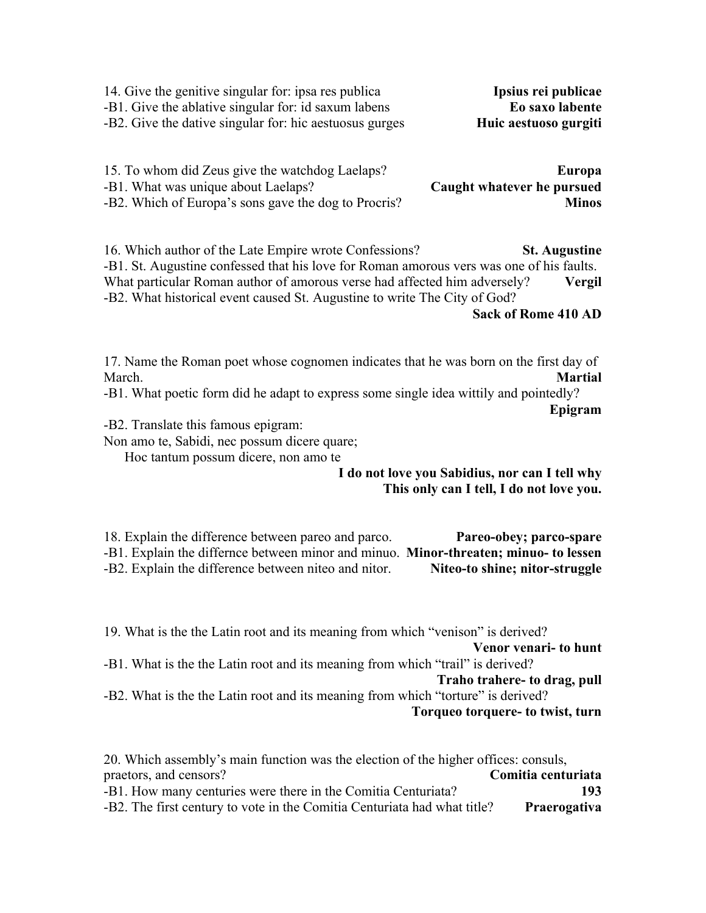14. Give the genitive singular for: ipsa res publica **Ipsius rei publicae**

-B1. Give the ablative singular for: id saxum labens **Eo saxo labente**

-B2. Give the dative singular for: hic aestuosus gurges **Huic aestuoso gurgiti**

15. To whom did Zeus give the watchdog Laelaps? **Europa**

-B1. What was unique about Laelaps? **Caught whatever he pursued**

-B2. Which of Europa's sons gave the dog to Procris? **Minos**

16. Which author of the Late Empire wrote Confessions? **St. Augustine**

-B1. St. Augustine confessed that his love for Roman amorous vers was one of his faults. What particular Roman author of amorous verse had affected him adversely? **Vergil**

-B2. What historical event caused St. Augustine to write The City of God? **Sack of Rome 410 AD**

17. Name the Roman poet whose cognomen indicates that he was born on the first day of March. **Martial**

-B1. What poetic form did he adapt to express some single idea wittily and pointedly? **Epigram**

-B2. Translate this famous epigram:

Non amo te, Sabidi, nec possum dicere quare;
Hoc tantum possum dicere, non amo te

**I do not love you Sabidius, nor can I tell why**
**This only can I tell, I do not love you.**

18. Explain the difference between pareo and parco. **Pareo-obey; parco-spare**

-B1. Explain the differnce between minor and minuo. **Minor-threaten; minuo- to lessen**

-B2. Explain the difference between niteo and nitor. **Niteo-to shine; nitor-struggle**

19. What is the the Latin root and its meaning from which "venison" is derived? **Venor venari- to hunt**

-B1. What is the the Latin root and its meaning from which "trail" is derived? **Traho trahere- to drag, pull**

-B2. What is the the Latin root and its meaning from which "torture" is derived? **Torqueo torquere- to twist, turn**

20. Which assembly's main function was the election of the higher offices: consuls, praetors, and censors? **Comitia centuriata**

-B1. How many centuries were there in the Comitia Centuriata? **193**

-B2. The first century to vote in the Comitia Centuriata had what title? **Praerogativa**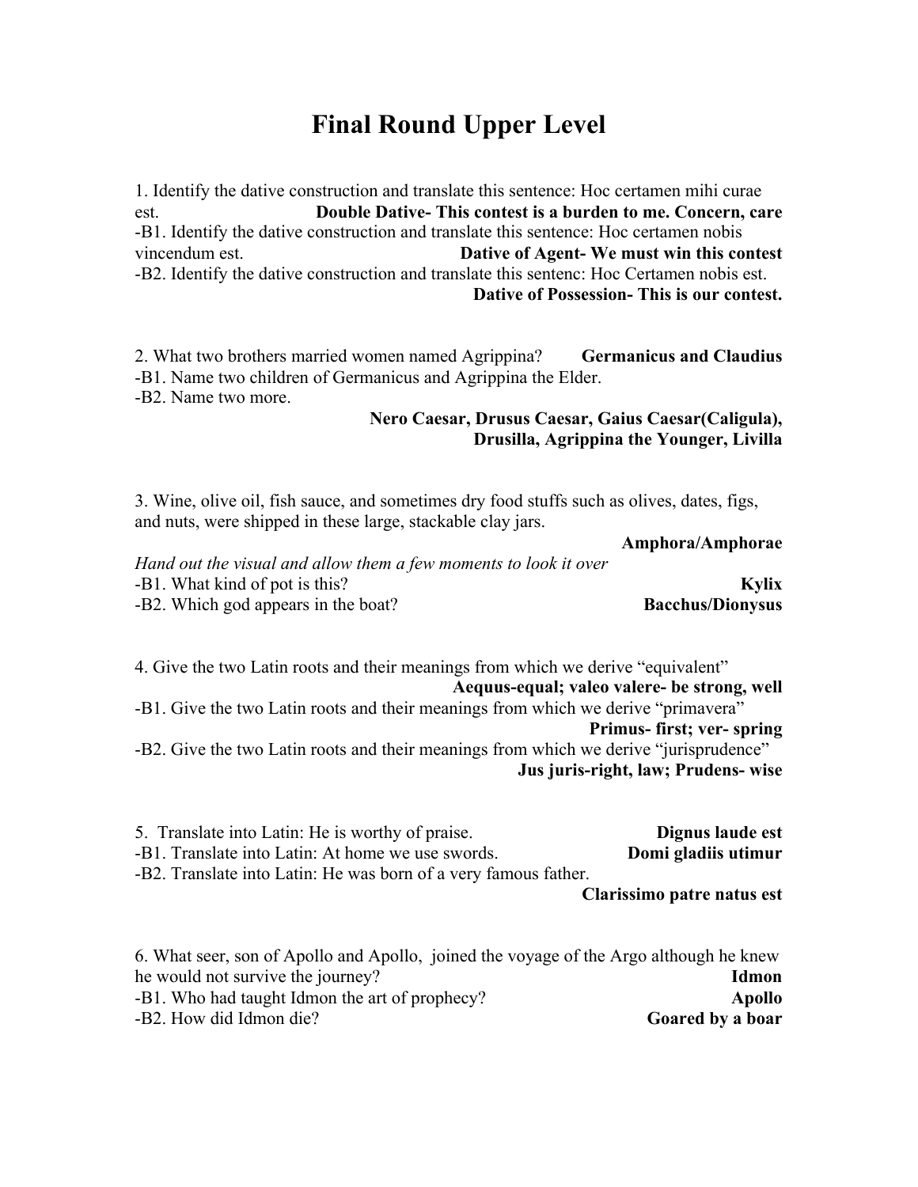# Final Round Upper Level

1. Identify the dative construction and translate this sentence: Hoc certamen mihi curae est. **Double Dative- This contest is a burden to me. Concern, care**
-B1. Identify the dative construction and translate this sentence: Hoc certamen nobis vincendum est. **Dative of Agent- We must win this contest**
-B2. Identify the dative construction and translate this sentenc: Hoc Certamen nobis est. **Dative of Possession- This is our contest.**

2. What two brothers married women named Agrippina? **Germanicus and Claudius**
-B1. Name two children of Germanicus and Agrippina the Elder.
-B2. Name two more.
**Nero Caesar, Drusus Caesar, Gaius Caesar(Caligula), Drusilla, Agrippina the Younger, Livilla**

3. Wine, olive oil, fish sauce, and sometimes dry food stuffs such as olives, dates, figs, and nuts, were shipped in these large, stackable clay jars.
**Amphora/Amphorae**
*Hand out the visual and allow them a few moments to look it over*
-B1. What kind of pot is this? **Kylix**
-B2. Which god appears in the boat? **Bacchus/Dionysus**

4. Give the two Latin roots and their meanings from which we derive "equivalent"
**Aequus-equal; valeo valere- be strong, well**
-B1. Give the two Latin roots and their meanings from which we derive "primavera"
**Primus- first; ver- spring**
-B2. Give the two Latin roots and their meanings from which we derive "jurisprudence"
**Jus juris-right, law; Prudens- wise**

5. Translate into Latin: He is worthy of praise. **Dignus laude est**
-B1. Translate into Latin: At home we use swords. **Domi gladiis utimur**
-B2. Translate into Latin: He was born of a very famous father.
**Clarissimo patre natus est**

6. What seer, son of Apollo and Apollo, joined the voyage of the Argo although he knew he would not survive the journey? **Idmon**
-B1. Who had taught Idmon the art of prophecy? **Apollo**
-B2. How did Idmon die? **Goared by a boar**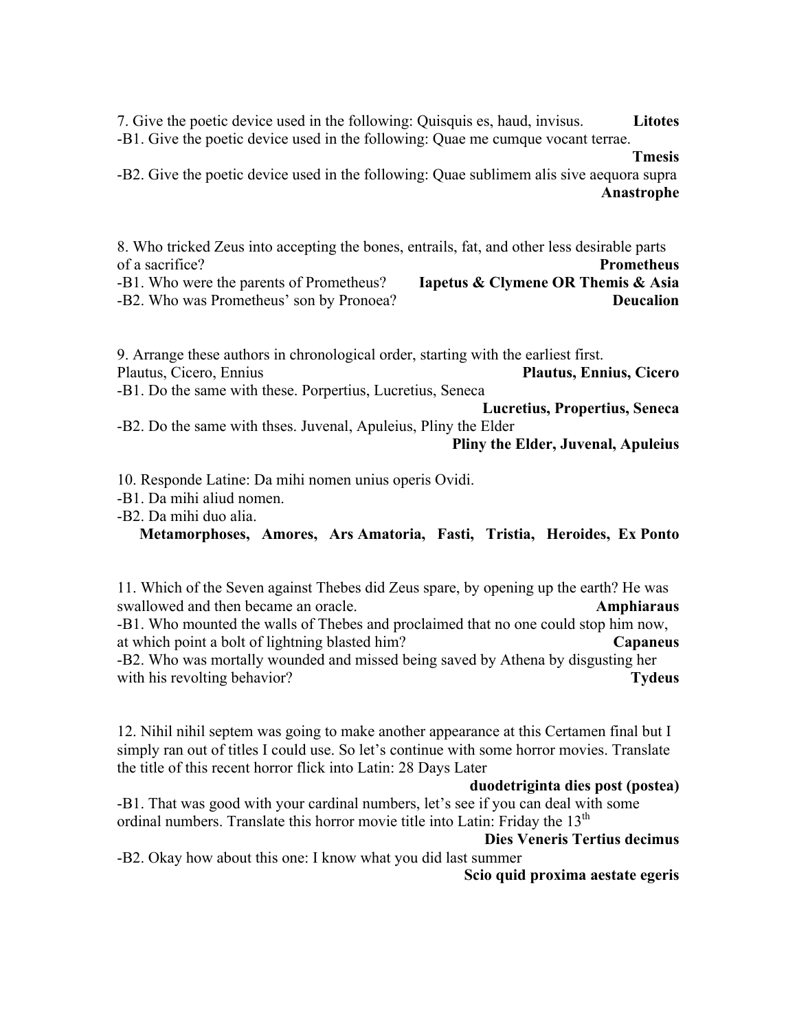7. Give the poetic device used in the following: Quisquis es, haud, invisus. **Litotes**

-B1. Give the poetic device used in the following: Quae me cumque vocant terrae. **Tmesis**

-B2. Give the poetic device used in the following: Quae sublimem alis sive aequora supra **Anastrophe**

8. Who tricked Zeus into accepting the bones, entrails, fat, and other less desirable parts of a sacrifice? **Prometheus**

-B1. Who were the parents of Prometheus? **Iapetus & Clymene OR Themis & Asia**

-B2. Who was Prometheus' son by Pronoea? **Deucalion**

9. Arrange these authors in chronological order, starting with the earliest first. Plautus, Cicero, Ennius **Plautus, Ennius, Cicero**

-B1. Do the same with these. Porpertius, Lucretius, Seneca **Lucretius, Propertius, Seneca**

-B2. Do the same with thses. Juvenal, Apuleius, Pliny the Elder **Pliny the Elder, Juvenal, Apuleius**

10. Responde Latine: Da mihi nomen unius operis Ovidi.

-B1. Da mihi aliud nomen.

-B2. Da mihi duo alia.

**Metamorphoses, Amores, Ars Amatoria, Fasti, Tristia, Heroides, Ex Ponto**

11. Which of the Seven against Thebes did Zeus spare, by opening up the earth? He was swallowed and then became an oracle. **Amphiaraus**

-B1. Who mounted the walls of Thebes and proclaimed that no one could stop him now, at which point a bolt of lightning blasted him? **Capaneus**

-B2. Who was mortally wounded and missed being saved by Athena by disgusting her with his revolting behavior? **Tydeus**

12. Nihil nihil septem was going to make another appearance at this Certamen final but I simply ran out of titles I could use. So let's continue with some horror movies. Translate the title of this recent horror flick into Latin: 28 Days Later **duodetriginta dies post (postea)**

-B1. That was good with your cardinal numbers, let's see if you can deal with some ordinal numbers. Translate this horror movie title into Latin: Friday the 13th **Dies Veneris Tertius decimus**

-B2. Okay how about this one: I know what you did last summer **Scio quid proxima aestate egeris**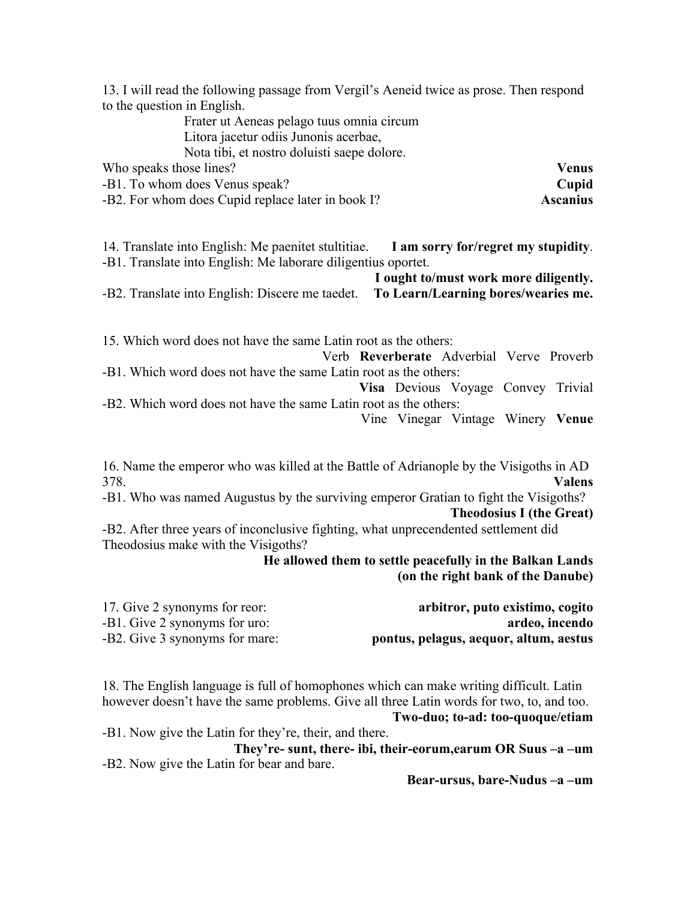13. I will read the following passage from Vergil's Aeneid twice as prose. Then respond to the question in English.

> Frater ut Aeneas pelago tuus omnia circum
> Litora jacetur odiis Junonis acerbae,
> Nota tibi, et nostro doluisti saepe dolore.

Who speaks those lines? **Venus**

-B1. To whom does Venus speak? **Cupid**

-B2. For whom does Cupid replace later in book I? **Ascanius**

14. Translate into English: Me paenitet stultitiae. **I am sorry for/regret my stupidity**.

-B1. Translate into English: Me laborare diligentius oportet. **I ought to/must work more diligently.**

-B2. Translate into English: Discere me taedet. **To Learn/Learning bores/wearies me.**

15. Which word does not have the same Latin root as the others:

Verb **Reverberate** Adverbial Verve Proverb

-B1. Which word does not have the same Latin root as the others:

**Visa** Devious Voyage Convey Trivial

-B2. Which word does not have the same Latin root as the others:

Vine Vinegar Vintage Winery **Venue**

16. Name the emperor who was killed at the Battle of Adrianople by the Visigoths in AD 378. **Valens**

-B1. Who was named Augustus by the surviving emperor Gratian to fight the Visigoths? **Theodosius I (the Great)**

-B2. After three years of inconclusive fighting, what unprecendented settlement did Theodosius make with the Visigoths? **He allowed them to settle peacefully in the Balkan Lands (on the right bank of the Danube)**

17. Give 2 synonyms for reor: **arbitror, puto existimo, cogito**

-B1. Give 2 synonyms for uro: **ardeo, incendo**

-B2. Give 3 synonyms for mare: **pontus, pelagus, aequor, altum, aestus**

18. The English language is full of homophones which can make writing difficult. Latin however doesn't have the same problems. Give all three Latin words for two, to, and too. **Two-duo; to-ad: too-quoque/etiam**

-B1. Now give the Latin for they're, their, and there. **They're- sunt, there- ibi, their-eorum,earum OR Suus –a –um**

-B2. Now give the Latin for bear and bare. **Bear-ursus, bare-Nudus –a –um**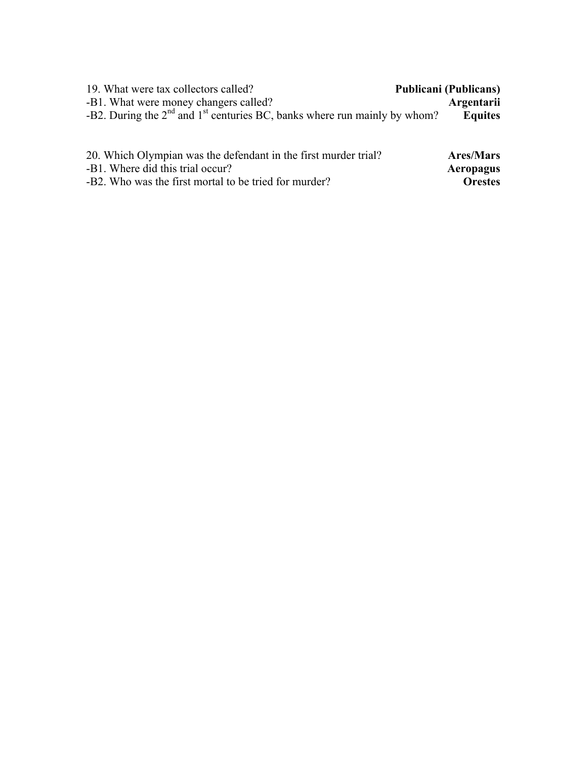19. What were tax collectors called? **Publicani (Publicans)**

-B1. What were money changers called? **Argentarii**

-B2. During the 2nd and 1st centuries BC, banks where run mainly by whom? **Equites**

20. Which Olympian was the defendant in the first murder trial? **Ares/Mars**

-B1. Where did this trial occur? **Aeropagus**

-B2. Who was the first mortal to be tried for murder? **Orestes**